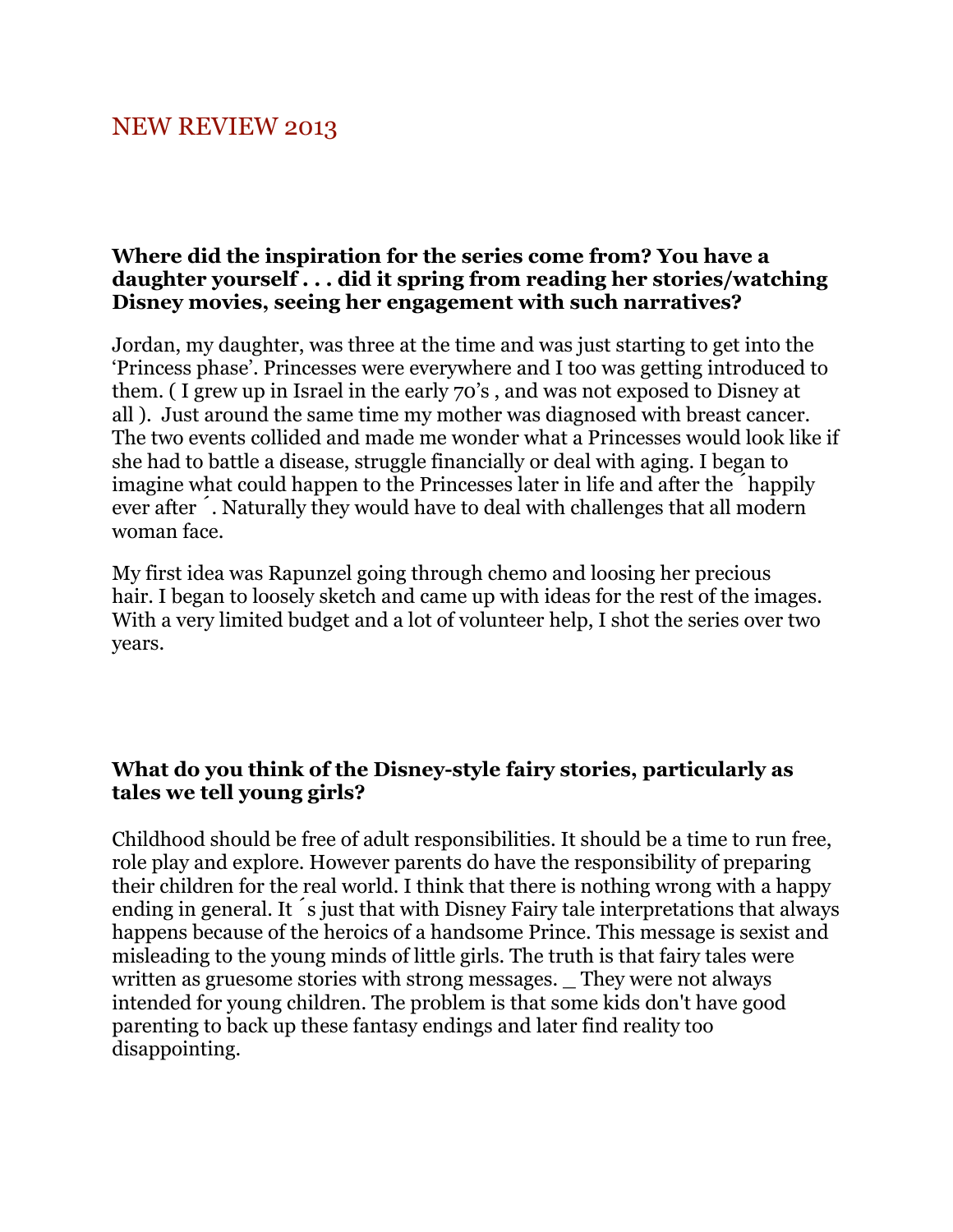# NEW REVIEW 2013

**Where did the inspiration for the series come from? You have a daughter yourself . . . did it spring from reading her stories/watching Disney movies, seeing her engagement with such narratives?**

Jordan, my daughter, was three at the time and was just starting to get into the 'Princess phase'. Princesses were everywhere and I too was getting introduced to them. ( I grew up in Israel in the early 70's , and was not exposed to Disney at all ). Just around the same time my mother was diagnosed with breast cancer. The two events collided and made me wonder what a Princesses would look like if she had to battle a disease, struggle financially or deal with aging. I began to imagine what could happen to the Princesses later in life and after the ´happily ever after ´. Naturally they would have to deal with challenges that all modern woman face.

My first idea was Rapunzel going through chemo and loosing her precious hair. I began to loosely sketch and came up with ideas for the rest of the images. With a very limited budget and a lot of volunteer help, I shot the series over two years.

**What do you think of the Disney-style fairy stories, particularly as tales we tell young girls?**

Childhood should be free of adult responsibilities. It should be a time to run free, role play and explore. However parents do have the responsibility of preparing their children for the real world. I think that there is nothing wrong with a happy ending in general. It ´s just that with Disney Fairy tale interpretations that always happens because of the heroics of a handsome Prince. This message is sexist and misleading to the young minds of little girls. The truth is that fairy tales were written as gruesome stories with strong messages. _ They were not always intended for young children. The problem is that some kids don't have good parenting to back up these fantasy endings and later find reality too disappointing.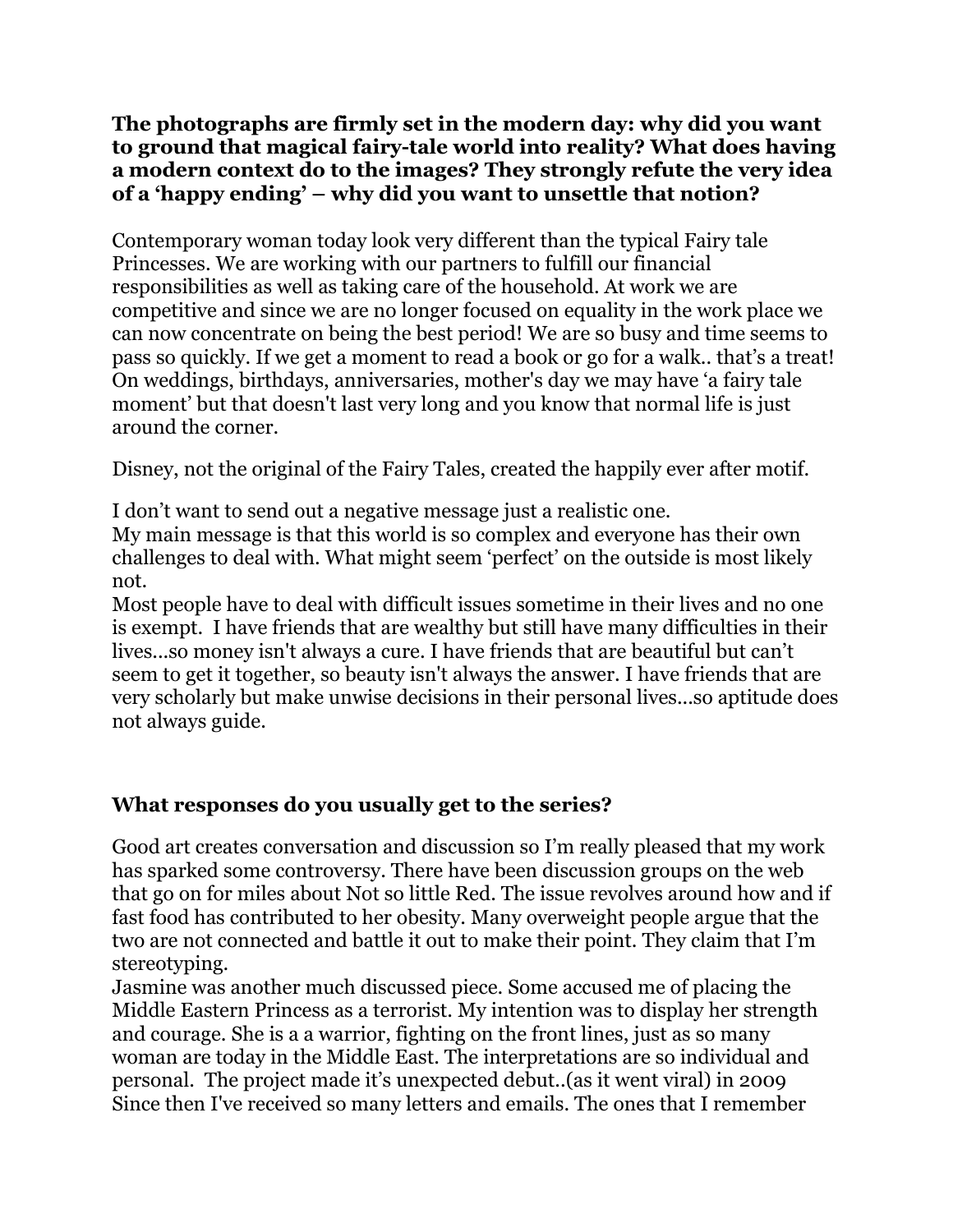**The photographs are firmly set in the modern day: why did you want to ground that magical fairy-tale world into reality? What does having a modern context do to the images? They strongly refute the very idea of a 'happy ending' – why did you want to unsettle that notion?**

Contemporary woman today look very different than the typical Fairy tale Princesses. We are working with our partners to fulfill our financial responsibilities as well as taking care of the household. At work we are competitive and since we are no longer focused on equality in the work place we can now concentrate on being the best period! We are so busy and time seems to pass so quickly. If we get a moment to read a book or go for a walk.. that's a treat! On weddings, birthdays, anniversaries, mother's day we may have 'a fairy tale moment' but that doesn't last very long and you know that normal life is just around the corner.

Disney, not the original of the Fairy Tales, created the happily ever after motif.

I don't want to send out a negative message just a realistic one.
My main message is that this world is so complex and everyone has their own challenges to deal with. What might seem 'perfect' on the outside is most likely not.
Most people have to deal with difficult issues sometime in their lives and no one is exempt. I have friends that are wealthy but still have many difficulties in their lives...so money isn't always a cure. I have friends that are beautiful but can't seem to get it together, so beauty isn't always the answer. I have friends that are very scholarly but make unwise decisions in their personal lives...so aptitude does not always guide.

**What responses do you usually get to the series?**

Good art creates conversation and discussion so I'm really pleased that my work has sparked some controversy. There have been discussion groups on the web that go on for miles about Not so little Red. The issue revolves around how and if fast food has contributed to her obesity. Many overweight people argue that the two are not connected and battle it out to make their point. They claim that I'm stereotyping.
Jasmine was another much discussed piece. Some accused me of placing the Middle Eastern Princess as a terrorist. My intention was to display her strength and courage. She is a a warrior, fighting on the front lines, just as so many woman are today in the Middle East. The interpretations are so individual and personal. The project made it's unexpected debut..(as it went viral) in 2009 Since then I've received so many letters and emails. The ones that I remember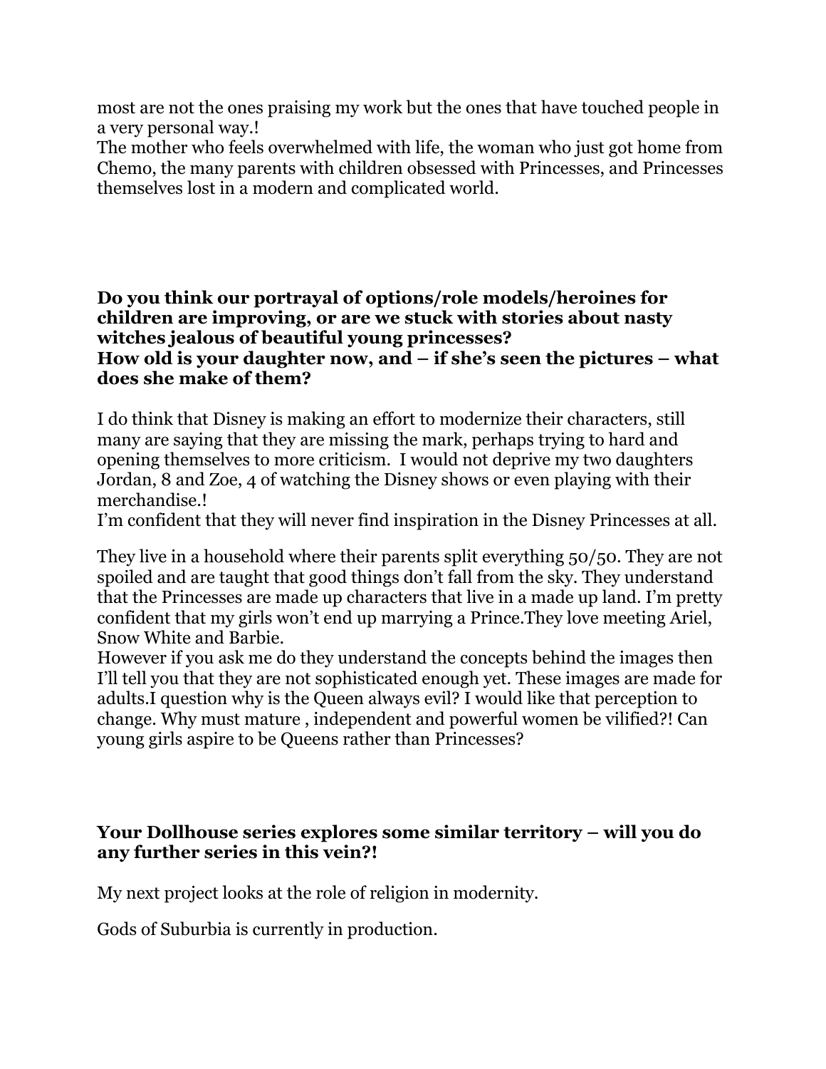most are not the ones praising my work but the ones that have touched people in a very personal way.!
The mother who feels overwhelmed with life, the woman who just got home from Chemo, the many parents with children obsessed with Princesses, and Princesses themselves lost in a modern and complicated world.

**Do you think our portrayal of options/role models/heroines for children are improving, or are we stuck with stories about nasty witches jealous of beautiful young princesses?**
**How old is your daughter now, and – if she's seen the pictures – what does she make of them?**

I do think that Disney is making an effort to modernize their characters, still many are saying that they are missing the mark, perhaps trying to hard and opening themselves to more criticism. I would not deprive my two daughters Jordan, 8 and Zoe, 4 of watching the Disney shows or even playing with their merchandise.!
I'm confident that they will never find inspiration in the Disney Princesses at all.

They live in a household where their parents split everything 50/50. They are not spoiled and are taught that good things don't fall from the sky. They understand that the Princesses are made up characters that live in a made up land. I'm pretty confident that my girls won't end up marrying a Prince.They love meeting Ariel, Snow White and Barbie.
However if you ask me do they understand the concepts behind the images then I'll tell you that they are not sophisticated enough yet. These images are made for adults.I question why is the Queen always evil? I would like that perception to change. Why must mature , independent and powerful women be vilified?! Can young girls aspire to be Queens rather than Princesses?

**Your Dollhouse series explores some similar territory – will you do any further series in this vein?!**

My next project looks at the role of religion in modernity.

Gods of Suburbia is currently in production.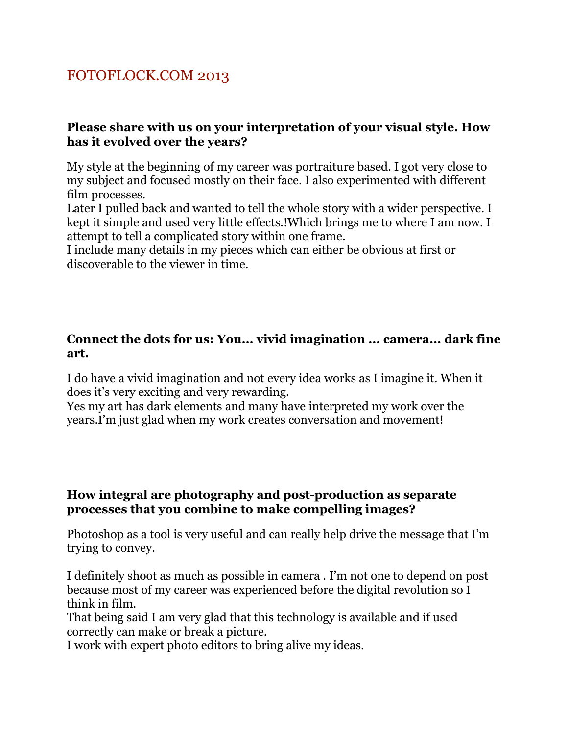# FOTOFLOCK.COM 2013

**Please share with us on your interpretation of your visual style. How has it evolved over the years?**

My style at the beginning of my career was portraiture based. I got very close to my subject and focused mostly on their face. I also experimented with different film processes.
Later I pulled back and wanted to tell the whole story with a wider perspective. I kept it simple and used very little effects.!Which brings me to where I am now. I attempt to tell a complicated story within one frame.
I include many details in my pieces which can either be obvious at first or discoverable to the viewer in time.

**Connect the dots for us: You… vivid imagination … camera… dark fine art.**

I do have a vivid imagination and not every idea works as I imagine it. When it does it's very exciting and very rewarding.
Yes my art has dark elements and many have interpreted my work over the years.I'm just glad when my work creates conversation and movement!

**How integral are photography and post-production as separate processes that you combine to make compelling images?**

Photoshop as a tool is very useful and can really help drive the message that I'm trying to convey.

I definitely shoot as much as possible in camera . I'm not one to depend on post because most of my career was experienced before the digital revolution so I think in film.
That being said I am very glad that this technology is available and if used correctly can make or break a picture.
I work with expert photo editors to bring alive my ideas.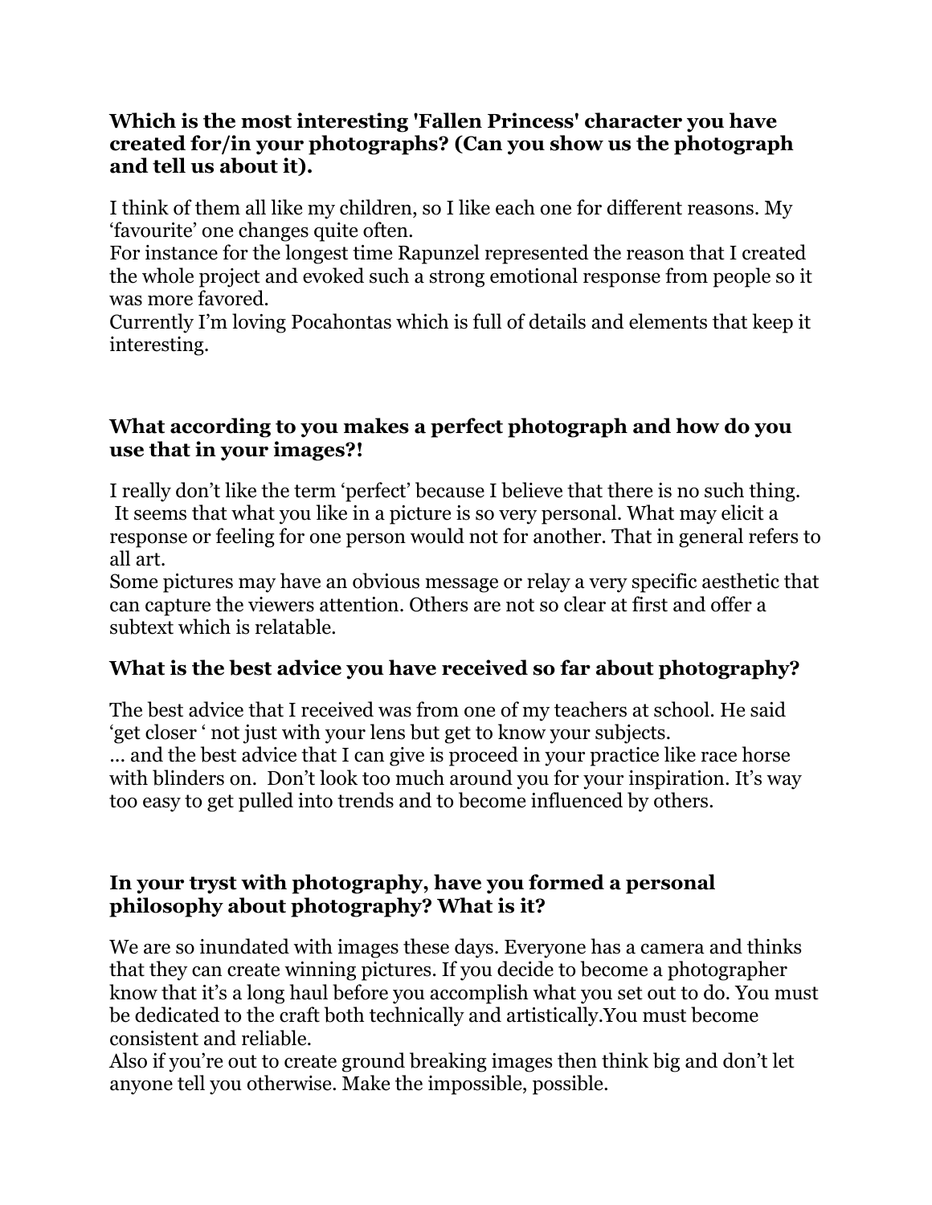**Which is the most interesting 'Fallen Princess' character you have created for/in your photographs? (Can you show us the photograph and tell us about it).**

I think of them all like my children, so I like each one for different reasons. My 'favourite' one changes quite often.
For instance for the longest time Rapunzel represented the reason that I created the whole project and evoked such a strong emotional response from people so it was more favored.
Currently I'm loving Pocahontas which is full of details and elements that keep it interesting.

**What according to you makes a perfect photograph and how do you use that in your images?!**

I really don't like the term 'perfect' because I believe that there is no such thing. It seems that what you like in a picture is so very personal. What may elicit a response or feeling for one person would not for another. That in general refers to all art.
Some pictures may have an obvious message or relay a very specific aesthetic that can capture the viewers attention. Others are not so clear at first and offer a subtext which is relatable.

**What is the best advice you have received so far about photography?**

The best advice that I received was from one of my teachers at school. He said 'get closer ' not just with your lens but get to know your subjects.
... and the best advice that I can give is proceed in your practice like race horse with blinders on. Don't look too much around you for your inspiration. It's way too easy to get pulled into trends and to become influenced by others.

**In your tryst with photography, have you formed a personal philosophy about photography? What is it?**

We are so inundated with images these days. Everyone has a camera and thinks that they can create winning pictures. If you decide to become a photographer know that it's a long haul before you accomplish what you set out to do. You must be dedicated to the craft both technically and artistically.You must become consistent and reliable.
Also if you're out to create ground breaking images then think big and don't let anyone tell you otherwise. Make the impossible, possible.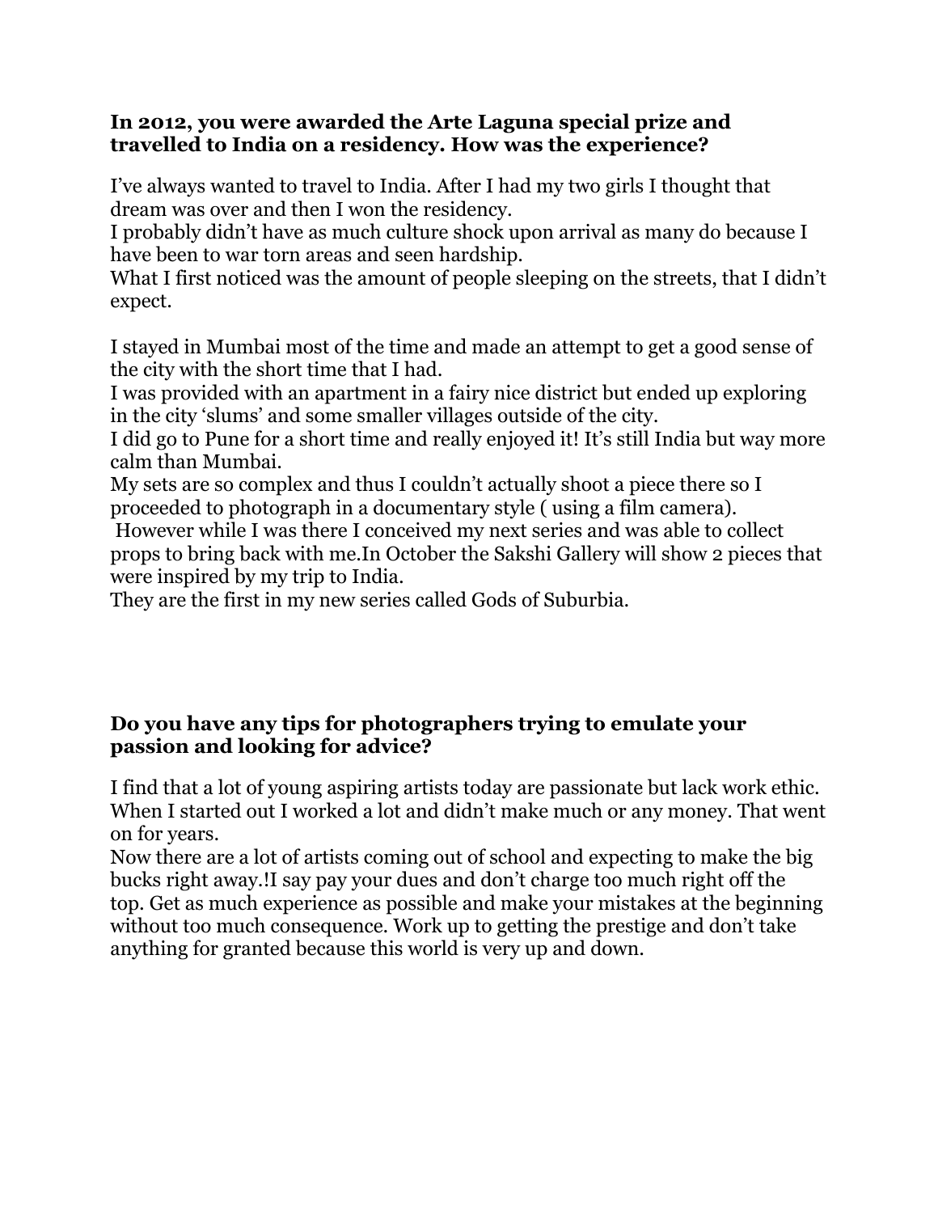**In 2012, you were awarded the Arte Laguna special prize and travelled to India on a residency. How was the experience?**

I've always wanted to travel to India. After I had my two girls I thought that dream was over and then I won the residency.
I probably didn't have as much culture shock upon arrival as many do because I have been to war torn areas and seen hardship.
What I first noticed was the amount of people sleeping on the streets, that I didn't expect.

I stayed in Mumbai most of the time and made an attempt to get a good sense of the city with the short time that I had.
I was provided with an apartment in a fairy nice district but ended up exploring in the city 'slums' and some smaller villages outside of the city.
I did go to Pune for a short time and really enjoyed it! It's still India but way more calm than Mumbai.
My sets are so complex and thus I couldn't actually shoot a piece there so I proceeded to photograph in a documentary style ( using a film camera).
However while I was there I conceived my next series and was able to collect props to bring back with me.In October the Sakshi Gallery will show 2 pieces that were inspired by my trip to India.
They are the first in my new series called Gods of Suburbia.

**Do you have any tips for photographers trying to emulate your passion and looking for advice?**

I find that a lot of young aspiring artists today are passionate but lack work ethic.
When I started out I worked a lot and didn't make much or any money. That went on for years.
Now there are a lot of artists coming out of school and expecting to make the big bucks right away.!I say pay your dues and don't charge too much right off the top. Get as much experience as possible and make your mistakes at the beginning without too much consequence. Work up to getting the prestige and don't take anything for granted because this world is very up and down.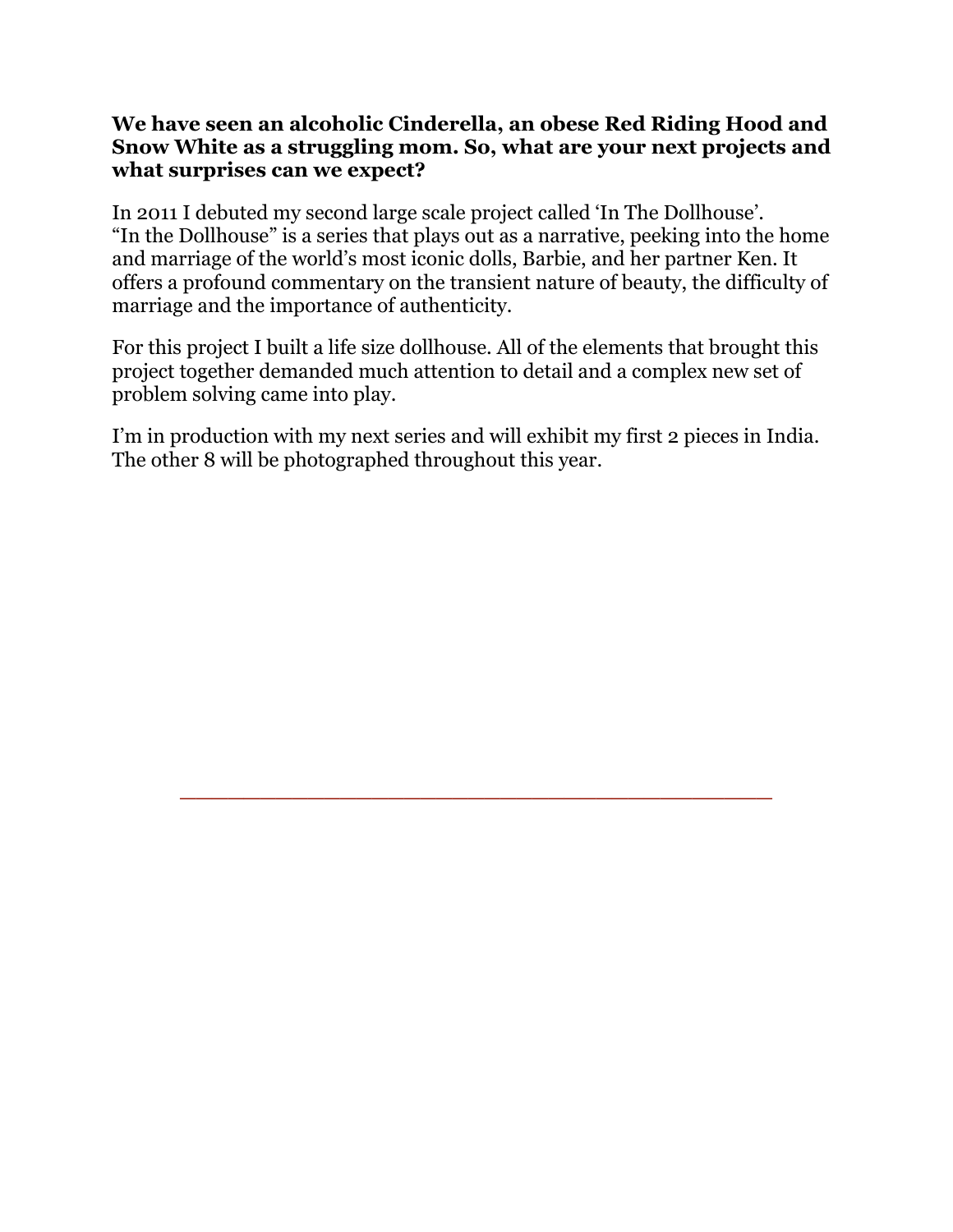**We have seen an alcoholic Cinderella, an obese Red Riding Hood and Snow White as a struggling mom. So, what are your next projects and what surprises can we expect?**

In 2011 I debuted my second large scale project called 'In The Dollhouse'. "In the Dollhouse" is a series that plays out as a narrative, peeking into the home and marriage of the world's most iconic dolls, Barbie, and her partner Ken. It offers a profound commentary on the transient nature of beauty, the difficulty of marriage and the importance of authenticity.

For this project I built a life size dollhouse. All of the elements that brought this project together demanded much attention to detail and a complex new set of problem solving came into play.

I'm in production with my next series and will exhibit my first 2 pieces in India. The other 8 will be photographed throughout this year.

---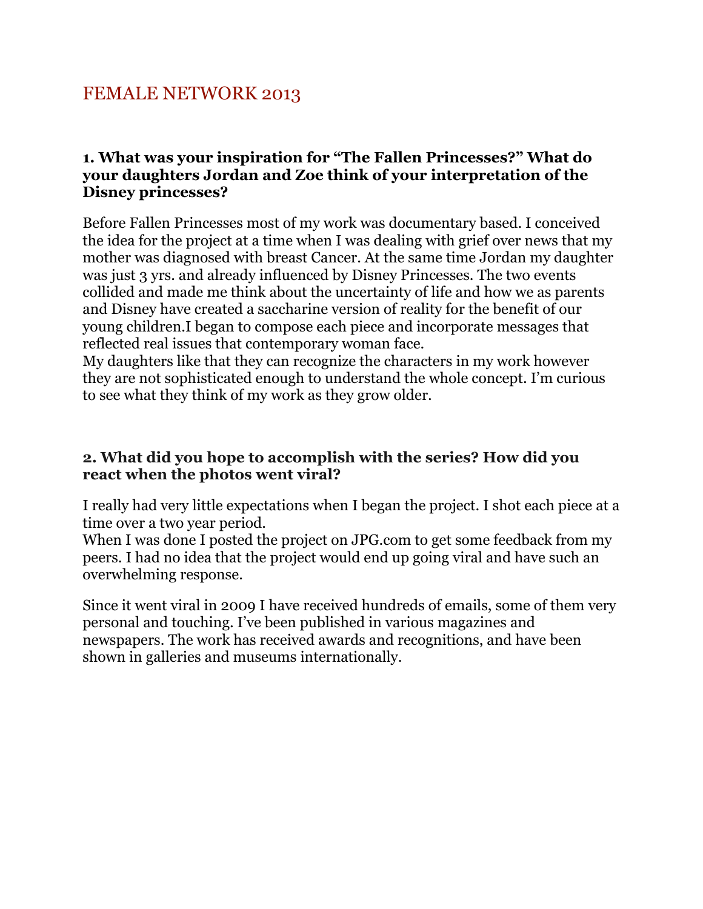# FEMALE NETWORK 2013

**1. What was your inspiration for "The Fallen Princesses?" What do your daughters Jordan and Zoe think of your interpretation of the Disney princesses?**

Before Fallen Princesses most of my work was documentary based. I conceived the idea for the project at a time when I was dealing with grief over news that my mother was diagnosed with breast Cancer. At the same time Jordan my daughter was just 3 yrs. and already influenced by Disney Princesses. The two events collided and made me think about the uncertainty of life and how we as parents and Disney have created a saccharine version of reality for the benefit of our young children.I began to compose each piece and incorporate messages that reflected real issues that contemporary woman face.
My daughters like that they can recognize the characters in my work however they are not sophisticated enough to understand the whole concept. I'm curious to see what they think of my work as they grow older.

**2. What did you hope to accomplish with the series? How did you react when the photos went viral?**

I really had very little expectations when I began the project. I shot each piece at a time over a two year period.
When I was done I posted the project on JPG.com to get some feedback from my peers. I had no idea that the project would end up going viral and have such an overwhelming response.

Since it went viral in 2009 I have received hundreds of emails, some of them very personal and touching. I've been published in various magazines and newspapers. The work has received awards and recognitions, and have been shown in galleries and museums internationally.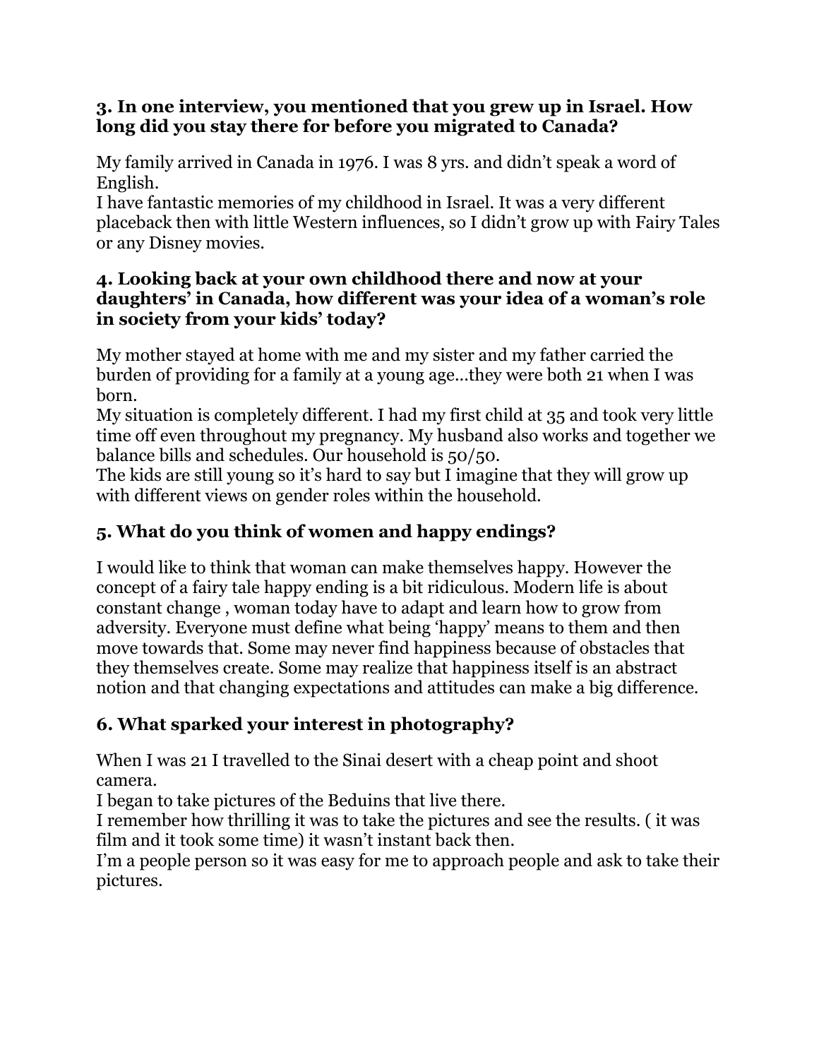**3. In one interview, you mentioned that you grew up in Israel. How long did you stay there for before you migrated to Canada?**

My family arrived in Canada in 1976. I was 8 yrs. and didn't speak a word of English.
I have fantastic memories of my childhood in Israel. It was a very different placeback then with little Western influences, so I didn't grow up with Fairy Tales or any Disney movies.

**4. Looking back at your own childhood there and now at your daughters' in Canada, how different was your idea of a woman's role in society from your kids' today?**

My mother stayed at home with me and my sister and my father carried the burden of providing for a family at a young age…they were both 21 when I was born.
My situation is completely different. I had my first child at 35 and took very little time off even throughout my pregnancy. My husband also works and together we balance bills and schedules. Our household is 50/50.
The kids are still young so it's hard to say but I imagine that they will grow up with different views on gender roles within the household.

**5. What do you think of women and happy endings?**

I would like to think that woman can make themselves happy. However the concept of a fairy tale happy ending is a bit ridiculous. Modern life is about constant change , woman today have to adapt and learn how to grow from adversity. Everyone must define what being 'happy' means to them and then move towards that. Some may never find happiness because of obstacles that they themselves create. Some may realize that happiness itself is an abstract notion and that changing expectations and attitudes can make a big difference.

**6. What sparked your interest in photography?**

When I was 21 I travelled to the Sinai desert with a cheap point and shoot camera.
I began to take pictures of the Beduins that live there.
I remember how thrilling it was to take the pictures and see the results. ( it was film and it took some time) it wasn't instant back then.
I'm a people person so it was easy for me to approach people and ask to take their pictures.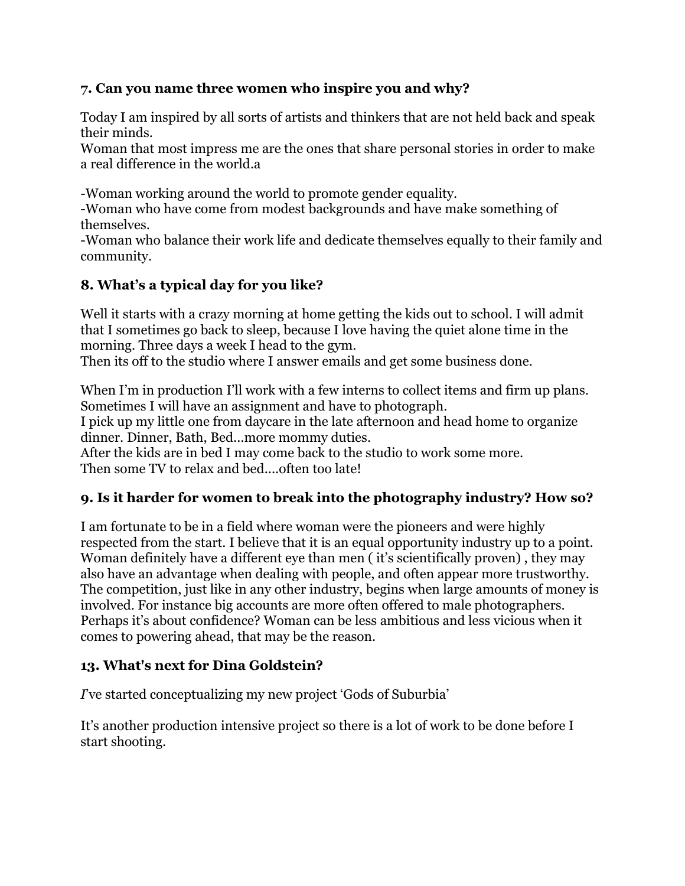### 7. Can you name three women who inspire you and why?

Today I am inspired by all sorts of artists and thinkers that are not held back and speak their minds.
Woman that most impress me are the ones that share personal stories in order to make a real difference in the world.a

-Woman working around the world to promote gender equality.
-Woman who have come from modest backgrounds and have make something of themselves.
-Woman who balance their work life and dedicate themselves equally to their family and community.

### 8. What's a typical day for you like?

Well it starts with a crazy morning at home getting the kids out to school. I will admit that I sometimes go back to sleep, because I love having the quiet alone time in the morning. Three days a week I head to the gym.
Then its off to the studio where I answer emails and get some business done.

When I'm in production I'll work with a few interns to collect items and firm up plans. Sometimes I will have an assignment and have to photograph.
I pick up my little one from daycare in the late afternoon and head home to organize dinner. Dinner, Bath, Bed...more mommy duties.
After the kids are in bed I may come back to the studio to work some more.
Then some TV to relax and bed....often too late!

### 9. Is it harder for women to break into the photography industry? How so?

I am fortunate to be in a field where woman were the pioneers and were highly respected from the start. I believe that it is an equal opportunity industry up to a point. Woman definitely have a different eye than men ( it's scientifically proven) , they may also have an advantage when dealing with people, and often appear more trustworthy. The competition, just like in any other industry, begins when large amounts of money is involved. For instance big accounts are more often offered to male photographers. Perhaps it's about confidence? Woman can be less ambitious and less vicious when it comes to powering ahead, that may be the reason.

### 13. What's next for Dina Goldstein?

*I*'ve started conceptualizing my new project 'Gods of Suburbia'

It's another production intensive project so there is a lot of work to be done before I start shooting.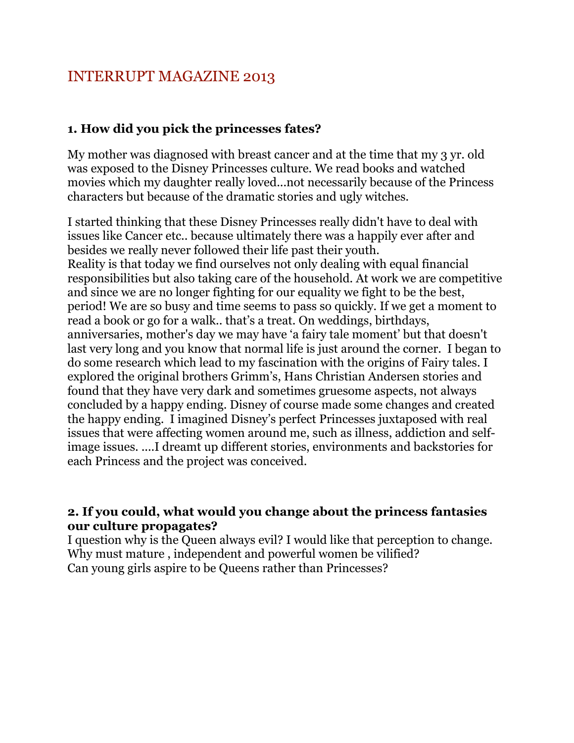# INTERRUPT MAGAZINE 2013

**1. How did you pick the princesses fates?**

My mother was diagnosed with breast cancer and at the time that my 3 yr. old was exposed to the Disney Princesses culture. We read books and watched movies which my daughter really loved…not necessarily because of the Princess characters but because of the dramatic stories and ugly witches.

I started thinking that these Disney Princesses really didn't have to deal with issues like Cancer etc.. because ultimately there was a happily ever after and besides we really never followed their life past their youth.
Reality is that today we find ourselves not only dealing with equal financial responsibilities but also taking care of the household. At work we are competitive and since we are no longer fighting for our equality we fight to be the best, period! We are so busy and time seems to pass so quickly. If we get a moment to read a book or go for a walk.. that's a treat. On weddings, birthdays, anniversaries, mother's day we may have 'a fairy tale moment' but that doesn't last very long and you know that normal life is just around the corner. I began to do some research which lead to my fascination with the origins of Fairy tales. I explored the original brothers Grimm's, Hans Christian Andersen stories and found that they have very dark and sometimes gruesome aspects, not always concluded by a happy ending. Disney of course made some changes and created the happy ending. I imagined Disney's perfect Princesses juxtaposed with real issues that were affecting women around me, such as illness, addiction and self-image issues. ….I dreamt up different stories, environments and backstories for each Princess and the project was conceived.

**2. If you could, what would you change about the princess fantasies our culture propagates?**

I question why is the Queen always evil? I would like that perception to change.
Why must mature , independent and powerful women be vilified?
Can young girls aspire to be Queens rather than Princesses?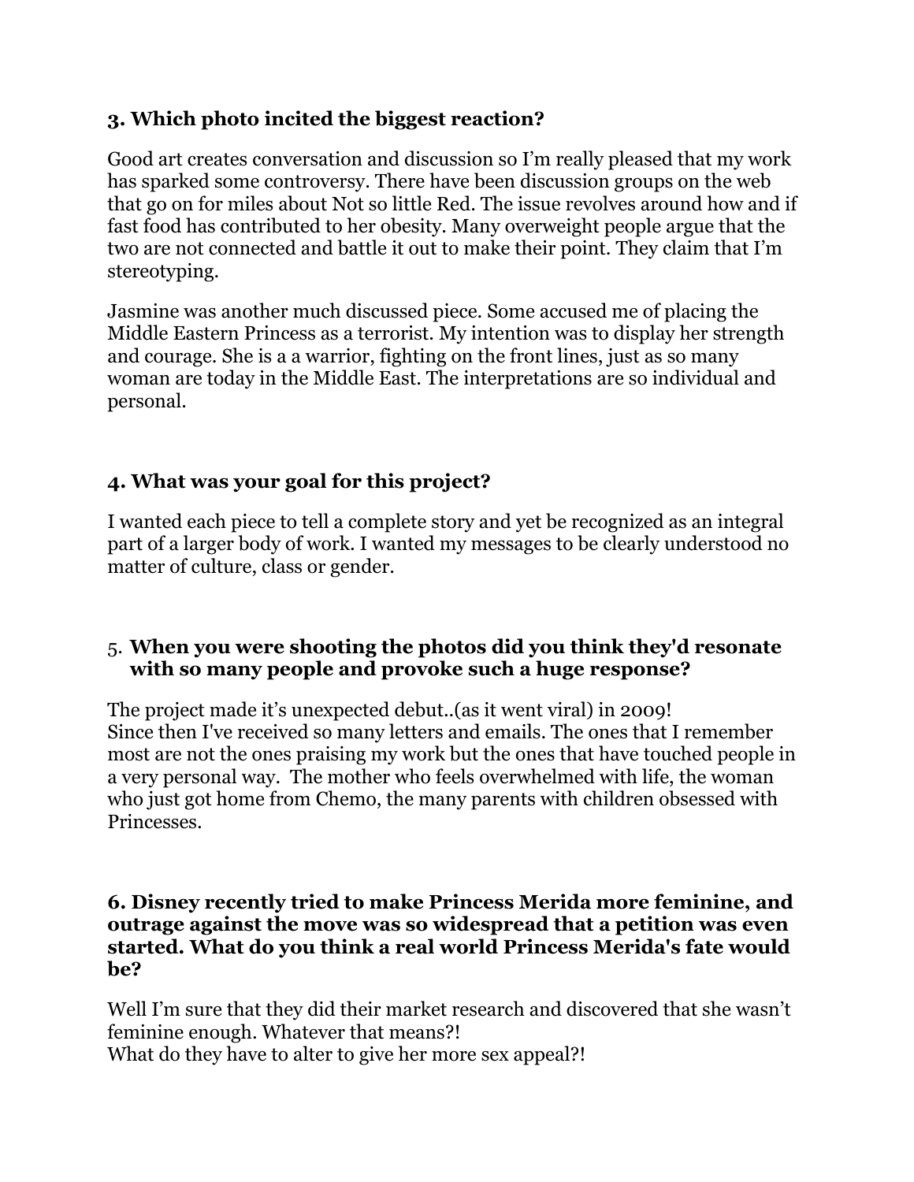### 3. Which photo incited the biggest reaction?

Good art creates conversation and discussion so I'm really pleased that my work has sparked some controversy. There have been discussion groups on the web that go on for miles about Not so little Red. The issue revolves around how and if fast food has contributed to her obesity. Many overweight people argue that the two are not connected and battle it out to make their point. They claim that I'm stereotyping.

Jasmine was another much discussed piece. Some accused me of placing the Middle Eastern Princess as a terrorist. My intention was to display her strength and courage. She is a a warrior, fighting on the front lines, just as so many woman are today in the Middle East. The interpretations are so individual and personal.

### 4. What was your goal for this project?

I wanted each piece to tell a complete story and yet be recognized as an integral part of a larger body of work. I wanted my messages to be clearly understood no matter of culture, class or gender.

### 5. When you were shooting the photos did you think they'd resonate with so many people and provoke such a huge response?

The project made it's unexpected debut..(as it went viral) in 2009!
Since then I've received so many letters and emails. The ones that I remember most are not the ones praising my work but the ones that have touched people in a very personal way. The mother who feels overwhelmed with life, the woman who just got home from Chemo, the many parents with children obsessed with Princesses.

### 6. Disney recently tried to make Princess Merida more feminine, and outrage against the move was so widespread that a petition was even started. What do you think a real world Princess Merida's fate would be?

Well I'm sure that they did their market research and discovered that she wasn't feminine enough. Whatever that means?!
What do they have to alter to give her more sex appeal?!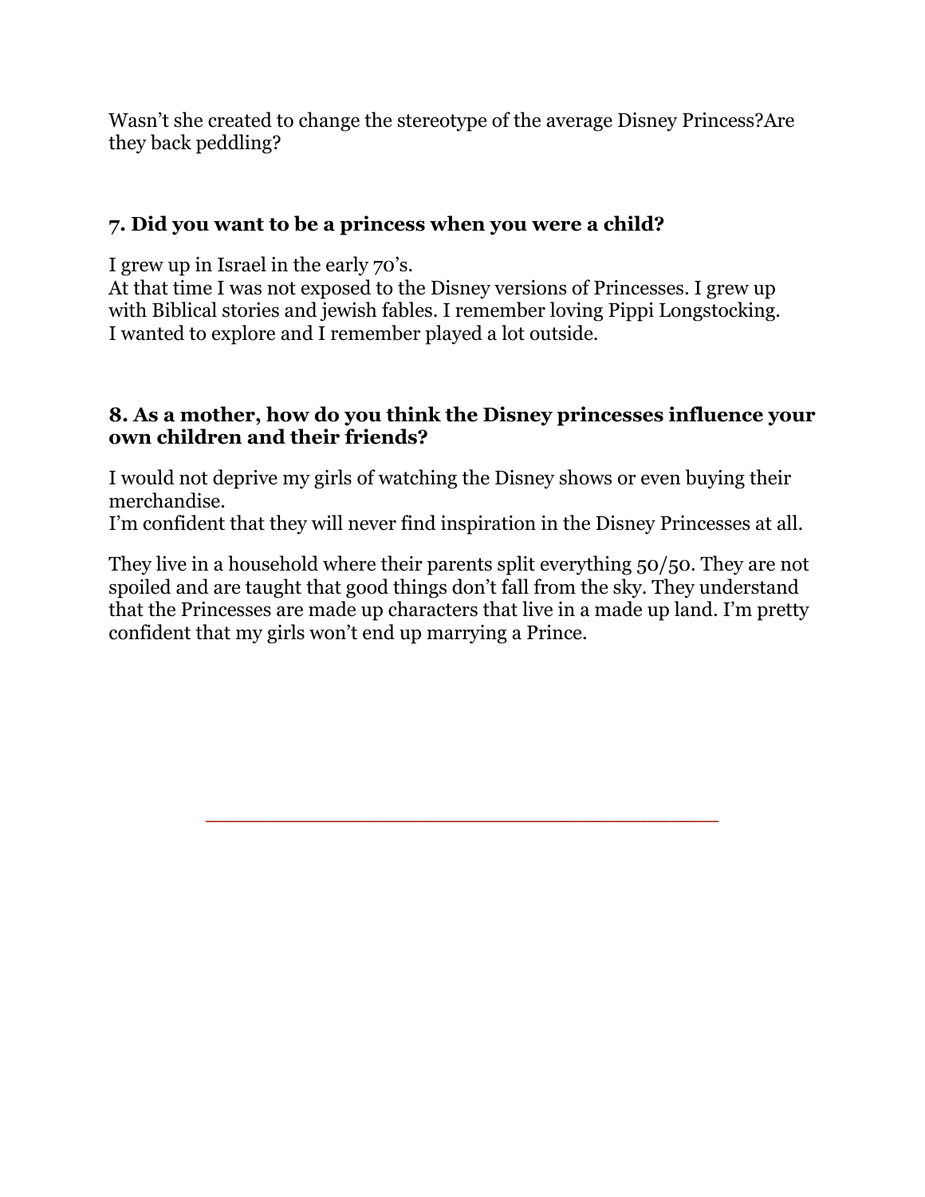Wasn't she created to change the stereotype of the average Disney Princess?Are they back peddling?

### 7. Did you want to be a princess when you were a child?

I grew up in Israel in the early 70's.
At that time I was not exposed to the Disney versions of Princesses. I grew up with Biblical stories and jewish fables. I remember loving Pippi Longstocking.
I wanted to explore and I remember played a lot outside.

### 8. As a mother, how do you think the Disney princesses influence your own children and their friends?

I would not deprive my girls of watching the Disney shows or even buying their merchandise.
I'm confident that they will never find inspiration in the Disney Princesses at all.

They live in a household where their parents split everything 50/50. They are not spoiled and are taught that good things don't fall from the sky. They understand that the Princesses are made up characters that live in a made up land. I'm pretty confident that my girls won't end up marrying a Prince.

---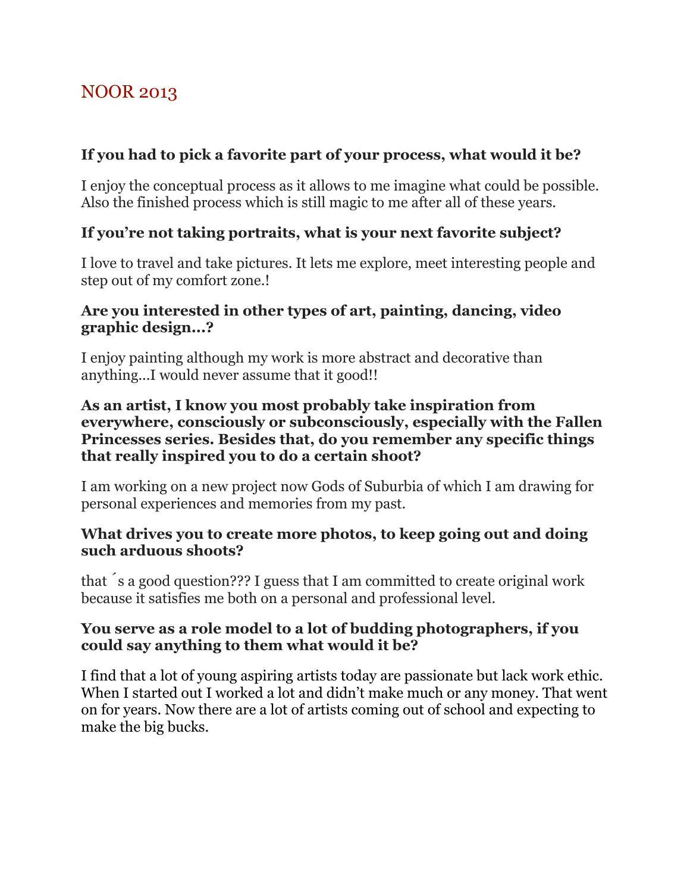## NOOR 2013

**If you had to pick a favorite part of your process, what would it be?**

I enjoy the conceptual process as it allows to me imagine what could be possible. Also the finished process which is still magic to me after all of these years.

**If you're not taking portraits, what is your next favorite subject?**

I love to travel and take pictures. It lets me explore, meet interesting people and step out of my comfort zone.!

**Are you interested in other types of art, painting, dancing, video graphic design…?**

I enjoy painting although my work is more abstract and decorative than anything…I would never assume that it good!!

**As an artist, I know you most probably take inspiration from everywhere, consciously or subconsciously, especially with the Fallen Princesses series. Besides that, do you remember any specific things that really inspired you to do a certain shoot?**

I am working on a new project now Gods of Suburbia of which I am drawing for personal experiences and memories from my past.

**What drives you to create more photos, to keep going out and doing such arduous shoots?**

that ́s a good question??? I guess that I am committed to create original work because it satisfies me both on a personal and professional level.

**You serve as a role model to a lot of budding photographers, if you could say anything to them what would it be?**

I find that a lot of young aspiring artists today are passionate but lack work ethic. When I started out I worked a lot and didn't make much or any money. That went on for years. Now there are a lot of artists coming out of school and expecting to make the big bucks.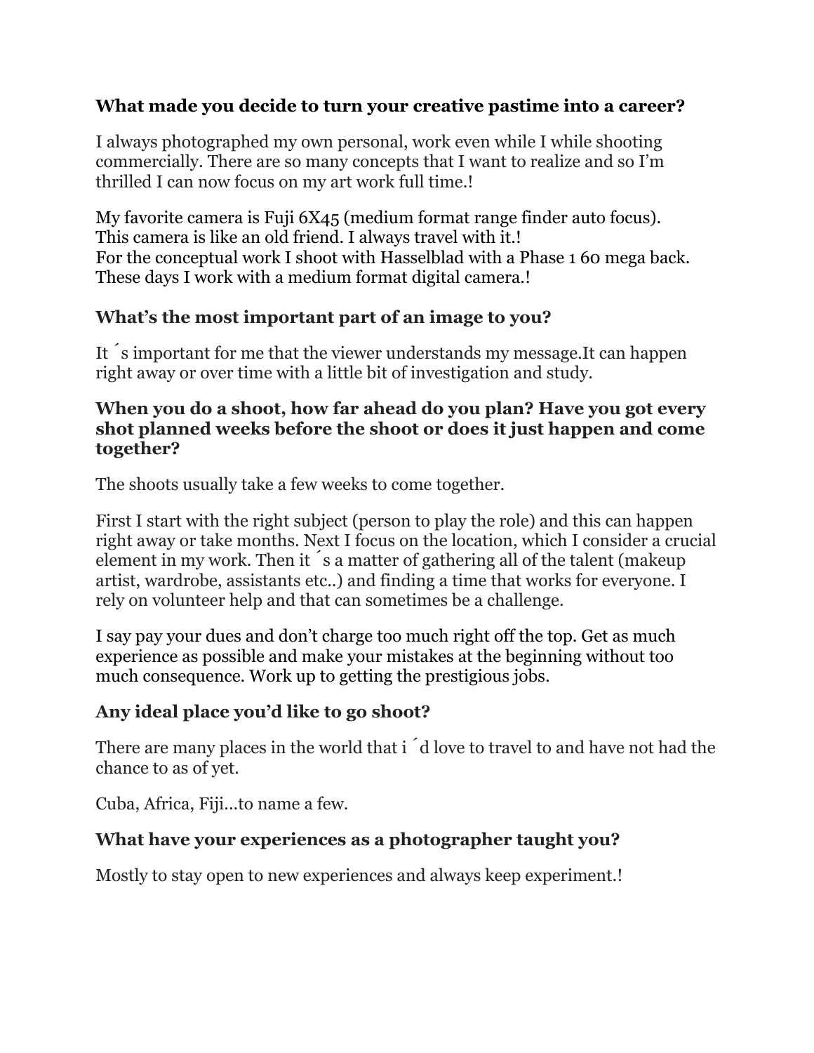**What made you decide to turn your creative pastime into a career?**

I always photographed my own personal, work even while I while shooting commercially. There are so many concepts that I want to realize and so I'm thrilled I can now focus on my art work full time.!

My favorite camera is Fuji 6X45 (medium format range finder auto focus). This camera is like an old friend. I always travel with it.!
For the conceptual work I shoot with Hasselblad with a Phase 1 60 mega back. These days I work with a medium format digital camera.!

**What's the most important part of an image to you?**

It ́s important for me that the viewer understands my message.It can happen right away or over time with a little bit of investigation and study.

**When you do a shoot, how far ahead do you plan? Have you got every shot planned weeks before the shoot or does it just happen and come together?**

The shoots usually take a few weeks to come together.

First I start with the right subject (person to play the role) and this can happen right away or take months. Next I focus on the location, which I consider a crucial element in my work. Then it ́s a matter of gathering all of the talent (makeup artist, wardrobe, assistants etc..) and finding a time that works for everyone. I rely on volunteer help and that can sometimes be a challenge.

I say pay your dues and don't charge too much right off the top. Get as much experience as possible and make your mistakes at the beginning without too much consequence. Work up to getting the prestigious jobs.

**Any ideal place you'd like to go shoot?**

There are many places in the world that i ́d love to travel to and have not had the chance to as of yet.

Cuba, Africa, Fiji...to name a few.

**What have your experiences as a photographer taught you?**

Mostly to stay open to new experiences and always keep experiment.!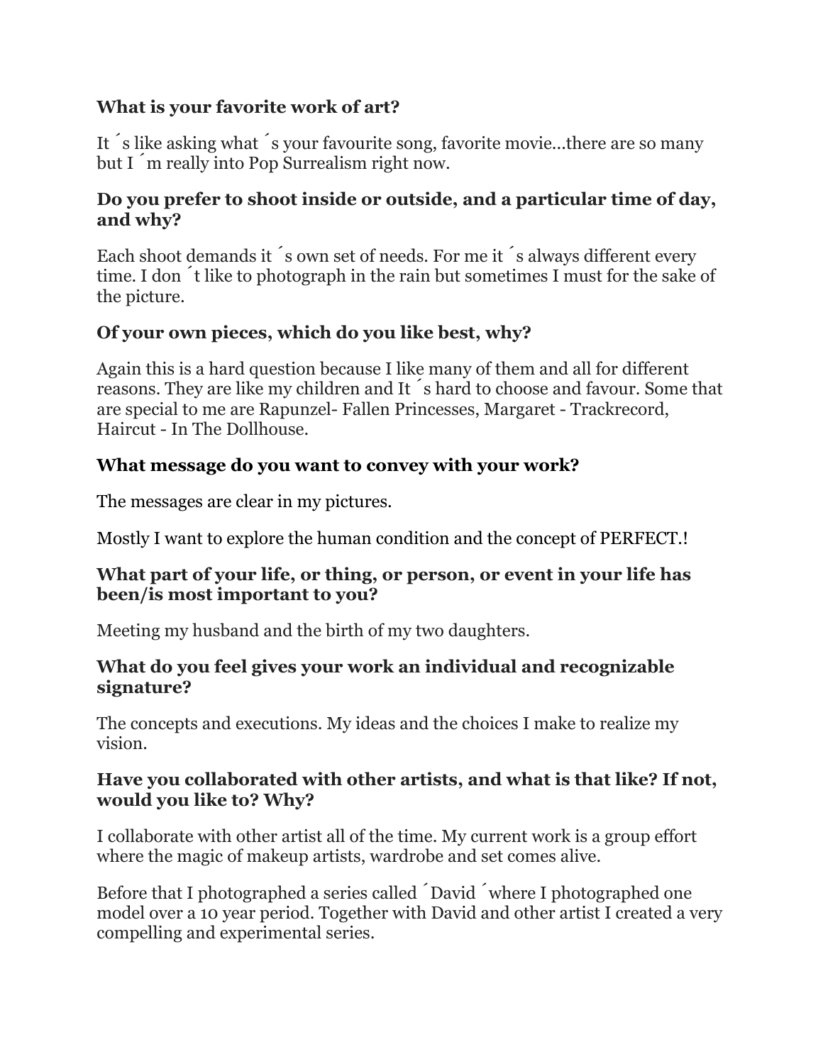**What is your favorite work of art?**

It ´s like asking what ´s your favourite song, favorite movie...there are so many but I ´m really into Pop Surrealism right now.

**Do you prefer to shoot inside or outside, and a particular time of day, and why?**

Each shoot demands it ´s own set of needs. For me it ´s always different every time. I don ´t like to photograph in the rain but sometimes I must for the sake of the picture.

**Of your own pieces, which do you like best, why?**

Again this is a hard question because I like many of them and all for different reasons. They are like my children and It ´s hard to choose and favour. Some that are special to me are Rapunzel- Fallen Princesses, Margaret - Trackrecord, Haircut - In The Dollhouse.

**What message do you want to convey with your work?**

The messages are clear in my pictures.

Mostly I want to explore the human condition and the concept of PERFECT.!

**What part of your life, or thing, or person, or event in your life has been/is most important to you?**

Meeting my husband and the birth of my two daughters.

**What do you feel gives your work an individual and recognizable signature?**

The concepts and executions. My ideas and the choices I make to realize my vision.

**Have you collaborated with other artists, and what is that like? If not, would you like to? Why?**

I collaborate with other artist all of the time. My current work is a group effort where the magic of makeup artists, wardrobe and set comes alive.

Before that I photographed a series called ´David ´where I photographed one model over a 10 year period. Together with David and other artist I created a very compelling and experimental series.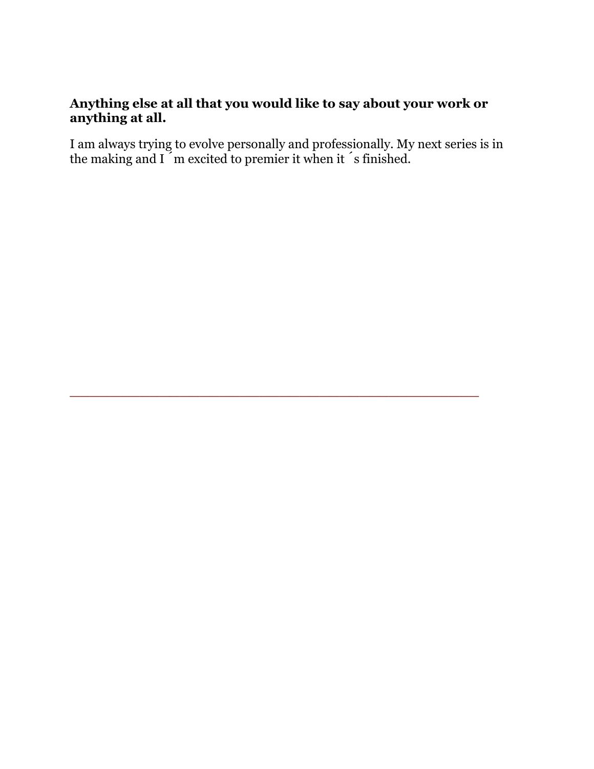**Anything else at all that you would like to say about your work or anything at all.**

I am always trying to evolve personally and professionally. My next series is in the making and I´m excited to premier it when it´s finished.

---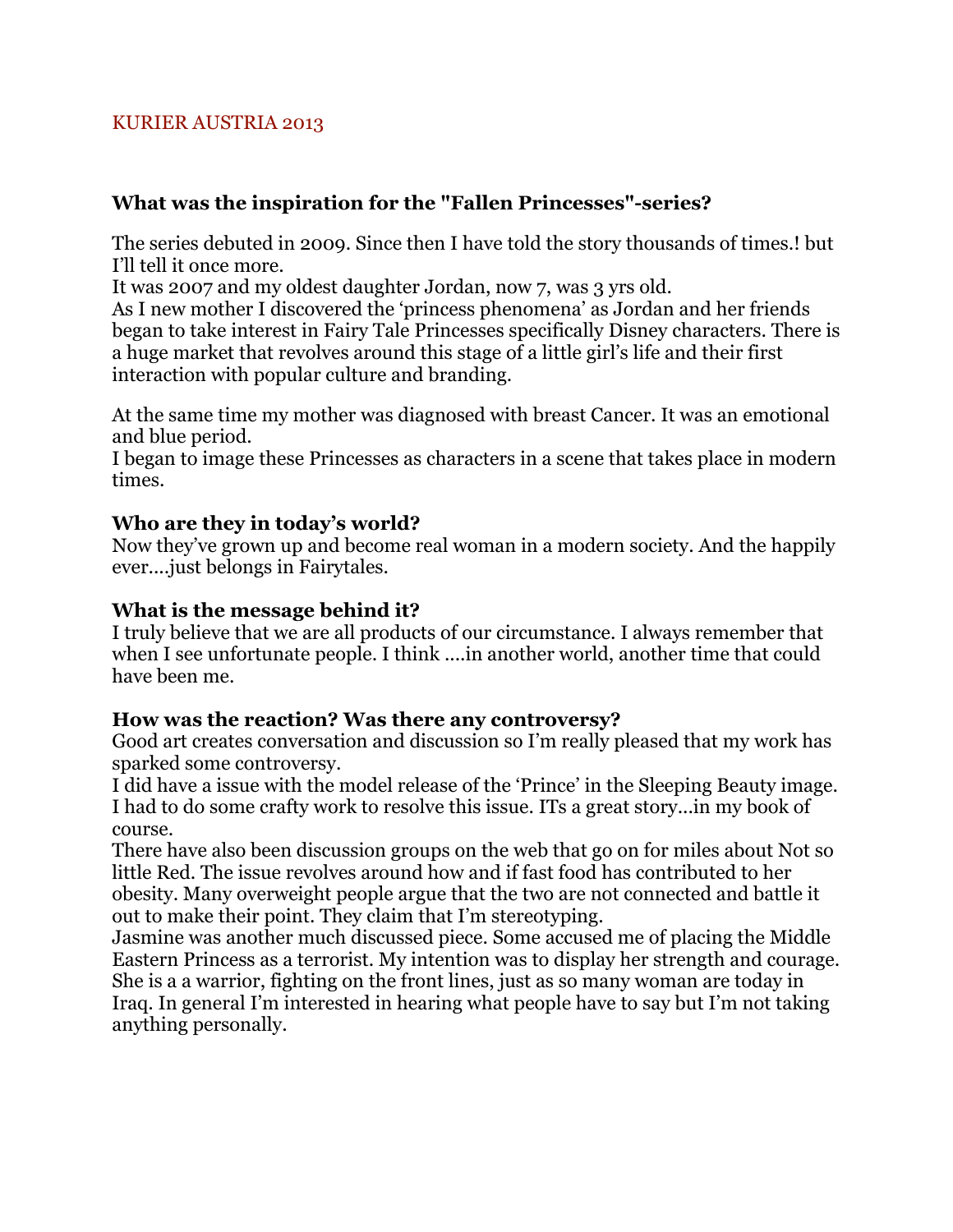KURIER AUSTRIA 2013

**What was the inspiration for the "Fallen Princesses"-series?**

The series debuted in 2009. Since then I have told the story thousands of times.! but I'll tell it once more.
It was 2007 and my oldest daughter Jordan, now 7, was 3 yrs old.
As I new mother I discovered the 'princess phenomena' as Jordan and her friends began to take interest in Fairy Tale Princesses specifically Disney characters. There is a huge market that revolves around this stage of a little girl's life and their first interaction with popular culture and branding.

At the same time my mother was diagnosed with breast Cancer. It was an emotional and blue period.
I began to image these Princesses as characters in a scene that takes place in modern times.

**Who are they in today's world?**
Now they've grown up and become real woman in a modern society. And the happily ever….just belongs in Fairytales.

**What is the message behind it?**
I truly believe that we are all products of our circumstance. I always remember that when I see unfortunate people. I think ….in another world, another time that could have been me.

**How was the reaction? Was there any controversy?**
Good art creates conversation and discussion so I'm really pleased that my work has sparked some controversy.
I did have a issue with the model release of the 'Prince' in the Sleeping Beauty image. I had to do some crafty work to resolve this issue. ITs a great story…in my book of course.
There have also been discussion groups on the web that go on for miles about Not so little Red. The issue revolves around how and if fast food has contributed to her obesity. Many overweight people argue that the two are not connected and battle it out to make their point. They claim that I'm stereotyping.
Jasmine was another much discussed piece. Some accused me of placing the Middle Eastern Princess as a terrorist. My intention was to display her strength and courage. She is a a warrior, fighting on the front lines, just as so many woman are today in Iraq. In general I'm interested in hearing what people have to say but I'm not taking anything personally.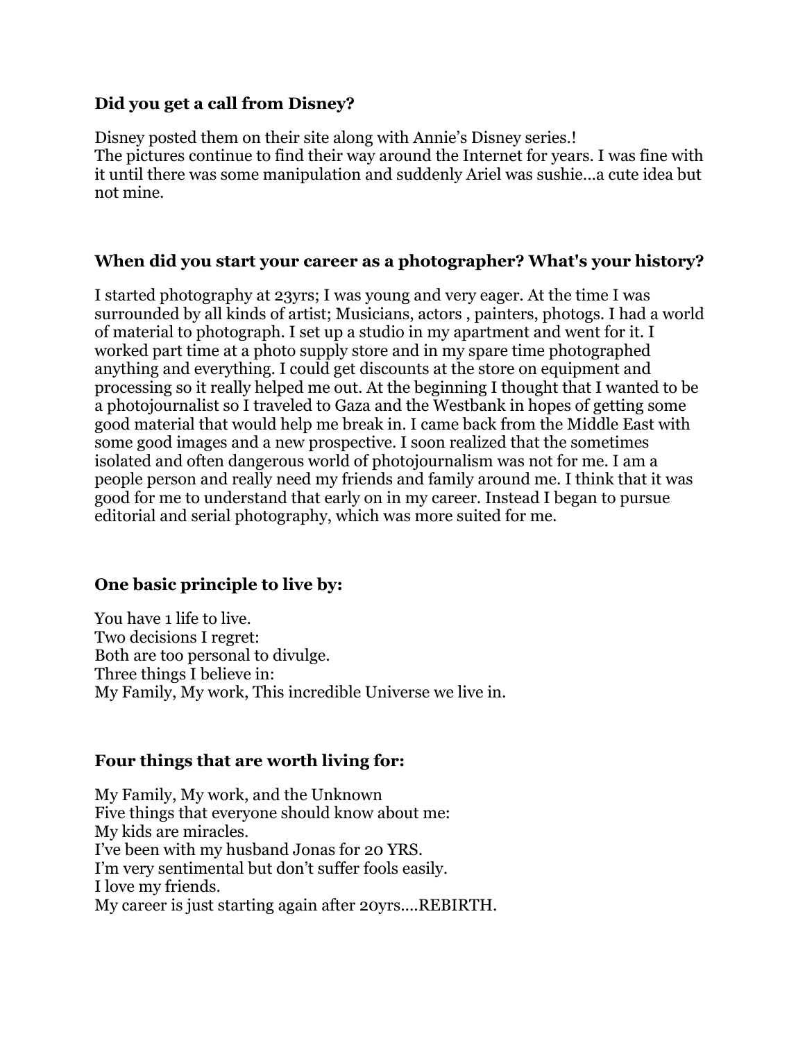**Did you get a call from Disney?**

Disney posted them on their site along with Annie's Disney series.!
The pictures continue to find their way around the Internet for years. I was fine with it until there was some manipulation and suddenly Ariel was sushie...a cute idea but not mine.

**When did you start your career as a photographer? What's your history?**

I started photography at 23yrs; I was young and very eager. At the time I was surrounded by all kinds of artist; Musicians, actors , painters, photogs. I had a world of material to photograph. I set up a studio in my apartment and went for it. I worked part time at a photo supply store and in my spare time photographed anything and everything. I could get discounts at the store on equipment and processing so it really helped me out. At the beginning I thought that I wanted to be a photojournalist so I traveled to Gaza and the Westbank in hopes of getting some good material that would help me break in. I came back from the Middle East with some good images and a new prospective. I soon realized that the sometimes isolated and often dangerous world of photojournalism was not for me. I am a people person and really need my friends and family around me. I think that it was good for me to understand that early on in my career. Instead I began to pursue editorial and serial photography, which was more suited for me.

**One basic principle to live by:**

You have 1 life to live.
Two decisions I regret:
Both are too personal to divulge.
Three things I believe in:
My Family, My work, This incredible Universe we live in.

**Four things that are worth living for:**

My Family, My work, and the Unknown
Five things that everyone should know about me:
My kids are miracles.
I've been with my husband Jonas for 20 YRS.
I'm very sentimental but don't suffer fools easily.
I love my friends.
My career is just starting again after 20yrs....REBIRTH.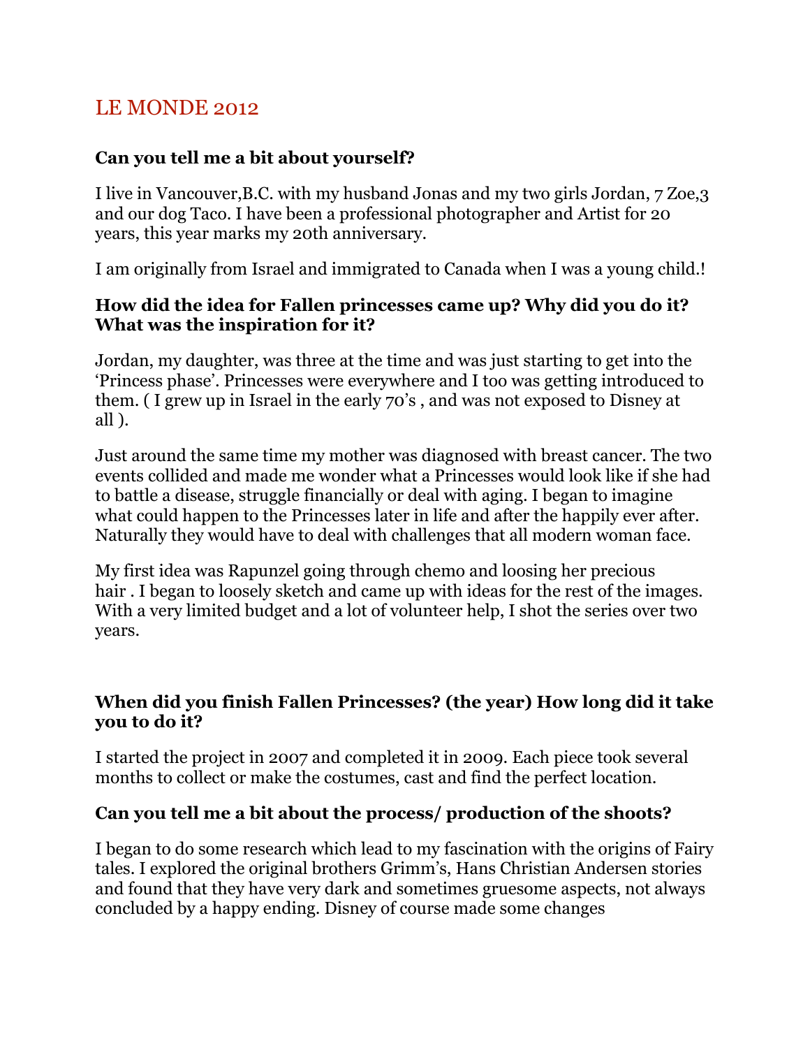## LE MONDE 2012

### Can you tell me a bit about yourself?

I live in Vancouver,B.C. with my husband Jonas and my two girls Jordan, 7 Zoe,3 and our dog Taco. I have been a professional photographer and Artist for 20 years, this year marks my 20th anniversary.

I am originally from Israel and immigrated to Canada when I was a young child.!

### How did the idea for Fallen princesses came up? Why did you do it? What was the inspiration for it?

Jordan, my daughter, was three at the time and was just starting to get into the 'Princess phase'. Princesses were everywhere and I too was getting introduced to them. ( I grew up in Israel in the early 70's , and was not exposed to Disney at all ).

Just around the same time my mother was diagnosed with breast cancer. The two events collided and made me wonder what a Princesses would look like if she had to battle a disease, struggle financially or deal with aging. I began to imagine what could happen to the Princesses later in life and after the happily ever after. Naturally they would have to deal with challenges that all modern woman face.

My first idea was Rapunzel going through chemo and loosing her precious hair . I began to loosely sketch and came up with ideas for the rest of the images. With a very limited budget and a lot of volunteer help, I shot the series over two years.

### When did you finish Fallen Princesses? (the year) How long did it take you to do it?

I started the project in 2007 and completed it in 2009. Each piece took several months to collect or make the costumes, cast and find the perfect location.

### Can you tell me a bit about the process/ production of the shoots?

I began to do some research which lead to my fascination with the origins of Fairy tales. I explored the original brothers Grimm's, Hans Christian Andersen stories and found that they have very dark and sometimes gruesome aspects, not always concluded by a happy ending. Disney of course made some changes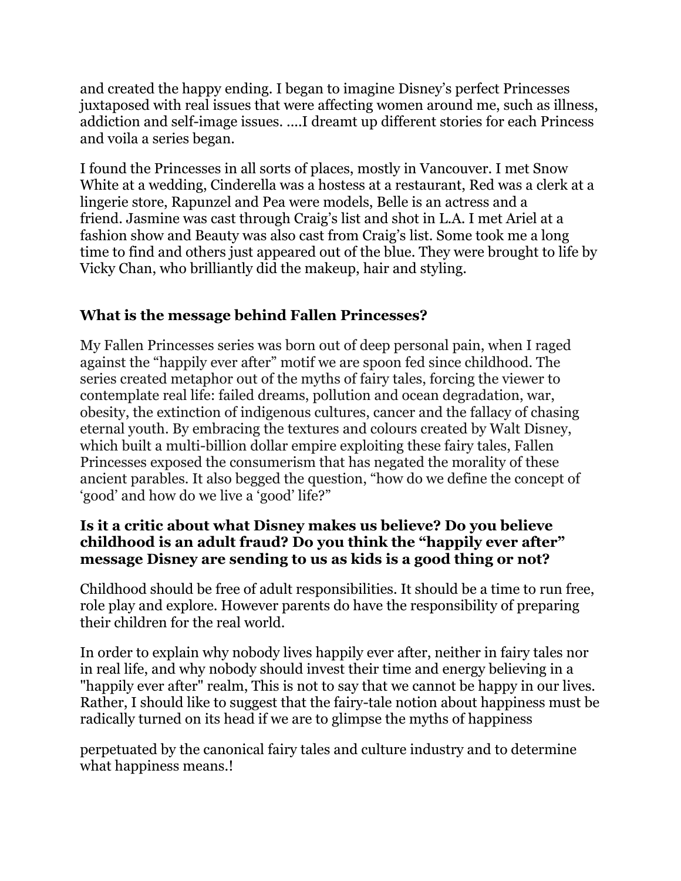and created the happy ending. I began to imagine Disney's perfect Princesses juxtaposed with real issues that were affecting women around me, such as illness, addiction and self-image issues. ....I dreamt up different stories for each Princess and voila a series began.

I found the Princesses in all sorts of places, mostly in Vancouver. I met Snow White at a wedding, Cinderella was a hostess at a restaurant, Red was a clerk at a lingerie store, Rapunzel and Pea were models, Belle is an actress and a friend. Jasmine was cast through Craig's list and shot in L.A. I met Ariel at a fashion show and Beauty was also cast from Craig's list. Some took me a long time to find and others just appeared out of the blue. They were brought to life by Vicky Chan, who brilliantly did the makeup, hair and styling.

**What is the message behind Fallen Princesses?**

My Fallen Princesses series was born out of deep personal pain, when I raged against the "happily ever after" motif we are spoon fed since childhood. The series created metaphor out of the myths of fairy tales, forcing the viewer to contemplate real life: failed dreams, pollution and ocean degradation, war, obesity, the extinction of indigenous cultures, cancer and the fallacy of chasing eternal youth. By embracing the textures and colours created by Walt Disney, which built a multi-billion dollar empire exploiting these fairy tales, Fallen Princesses exposed the consumerism that has negated the morality of these ancient parables. It also begged the question, "how do we define the concept of 'good' and how do we live a 'good' life?"

**Is it a critic about what Disney makes us believe? Do you believe childhood is an adult fraud? Do you think the "happily ever after" message Disney are sending to us as kids is a good thing or not?**

Childhood should be free of adult responsibilities. It should be a time to run free, role play and explore. However parents do have the responsibility of preparing their children for the real world.

In order to explain why nobody lives happily ever after, neither in fairy tales nor in real life, and why nobody should invest their time and energy believing in a "happily ever after" realm, This is not to say that we cannot be happy in our lives. Rather, I should like to suggest that the fairy-tale notion about happiness must be radically turned on its head if we are to glimpse the myths of happiness

perpetuated by the canonical fairy tales and culture industry and to determine what happiness means.!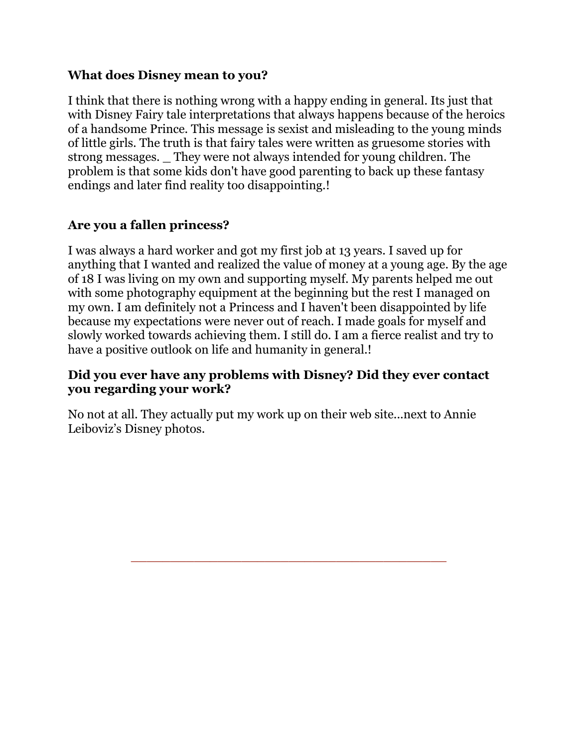**What does Disney mean to you?**

I think that there is nothing wrong with a happy ending in general. Its just that with Disney Fairy tale interpretations that always happens because of the heroics of a handsome Prince. This message is sexist and misleading to the young minds of little girls. The truth is that fairy tales were written as gruesome stories with strong messages. _ They were not always intended for young children. The problem is that some kids don't have good parenting to back up these fantasy endings and later find reality too disappointing.!

**Are you a fallen princess?**

I was always a hard worker and got my first job at 13 years. I saved up for anything that I wanted and realized the value of money at a young age. By the age of 18 I was living on my own and supporting myself. My parents helped me out with some photography equipment at the beginning but the rest I managed on my own. I am definitely not a Princess and I haven't been disappointed by life because my expectations were never out of reach. I made goals for myself and slowly worked towards achieving them. I still do. I am a fierce realist and try to have a positive outlook on life and humanity in general.!

**Did you ever have any problems with Disney? Did they ever contact you regarding your work?**

No not at all. They actually put my work up on their web site...next to Annie Leiboviz's Disney photos.

---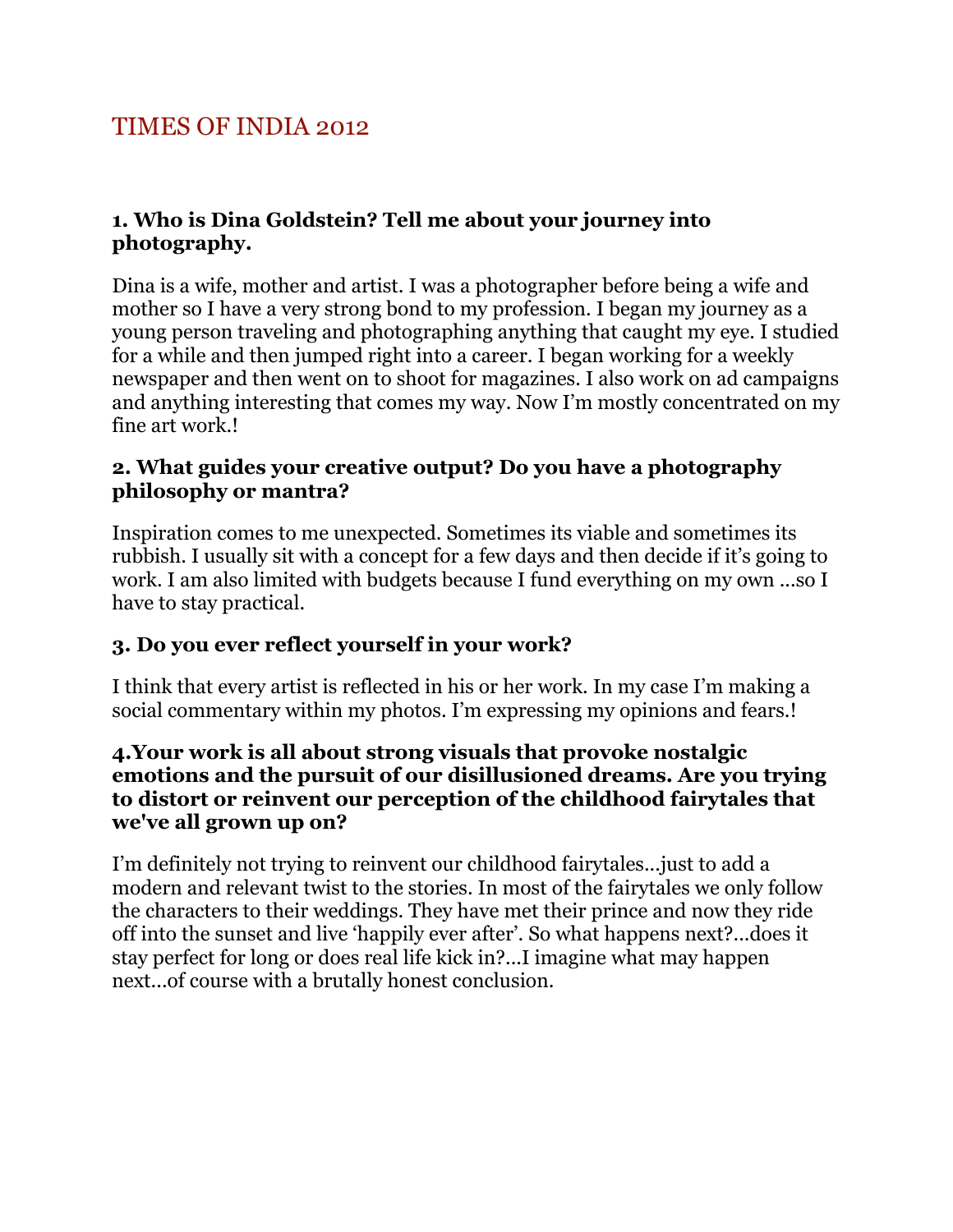## TIMES OF INDIA 2012

### 1. Who is Dina Goldstein? Tell me about your journey into photography.

Dina is a wife, mother and artist. I was a photographer before being a wife and mother so I have a very strong bond to my profession. I began my journey as a young person traveling and photographing anything that caught my eye. I studied for a while and then jumped right into a career. I began working for a weekly newspaper and then went on to shoot for magazines. I also work on ad campaigns and anything interesting that comes my way. Now I'm mostly concentrated on my fine art work.!

### 2. What guides your creative output? Do you have a photography philosophy or mantra?

Inspiration comes to me unexpected. Sometimes its viable and sometimes its rubbish. I usually sit with a concept for a few days and then decide if it's going to work. I am also limited with budgets because I fund everything on my own ...so I have to stay practical.

### 3. Do you ever reflect yourself in your work?

I think that every artist is reflected in his or her work. In my case I'm making a social commentary within my photos. I'm expressing my opinions and fears.!

### 4.Your work is all about strong visuals that provoke nostalgic emotions and the pursuit of our disillusioned dreams. Are you trying to distort or reinvent our perception of the childhood fairytales that we've all grown up on?

I'm definitely not trying to reinvent our childhood fairytales…just to add a modern and relevant twist to the stories. In most of the fairytales we only follow the characters to their weddings. They have met their prince and now they ride off into the sunset and live 'happily ever after'. So what happens next?…does it stay perfect for long or does real life kick in?…I imagine what may happen next…of course with a brutally honest conclusion.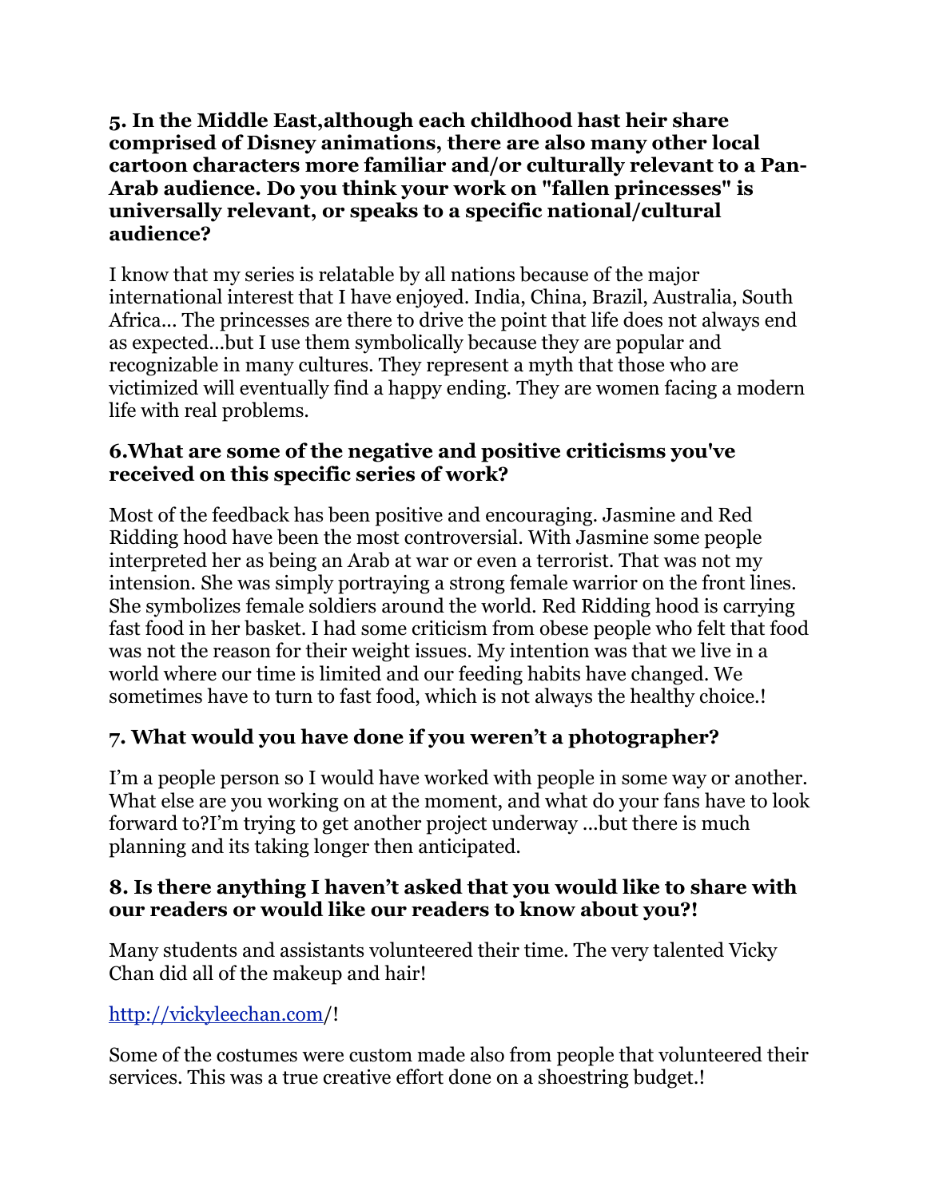**5. In the Middle East,although each childhood hast heir share comprised of Disney animations, there are also many other local cartoon characters more familiar and/or culturally relevant to a Pan-Arab audience. Do you think your work on "fallen princesses" is universally relevant, or speaks to a specific national/cultural audience?**

I know that my series is relatable by all nations because of the major international interest that I have enjoyed. India, China, Brazil, Australia, South Africa... The princesses are there to drive the point that life does not always end as expected...but I use them symbolically because they are popular and recognizable in many cultures. They represent a myth that those who are victimized will eventually find a happy ending. They are women facing a modern life with real problems.

**6.What are some of the negative and positive criticisms you've received on this specific series of work?**

Most of the feedback has been positive and encouraging. Jasmine and Red Ridding hood have been the most controversial. With Jasmine some people interpreted her as being an Arab at war or even a terrorist. That was not my intension. She was simply portraying a strong female warrior on the front lines. She symbolizes female soldiers around the world. Red Ridding hood is carrying fast food in her basket. I had some criticism from obese people who felt that food was not the reason for their weight issues. My intention was that we live in a world where our time is limited and our feeding habits have changed. We sometimes have to turn to fast food, which is not always the healthy choice.!

**7. What would you have done if you weren't a photographer?**

I'm a people person so I would have worked with people in some way or another. What else are you working on at the moment, and what do your fans have to look forward to?I'm trying to get another project underway ...but there is much planning and its taking longer then anticipated.

**8. Is there anything I haven't asked that you would like to share with our readers or would like our readers to know about you?!**

Many students and assistants volunteered their time. The very talented Vicky Chan did all of the makeup and hair!

http://vickyleechan.com/!

Some of the costumes were custom made also from people that volunteered their services. This was a true creative effort done on a shoestring budget.!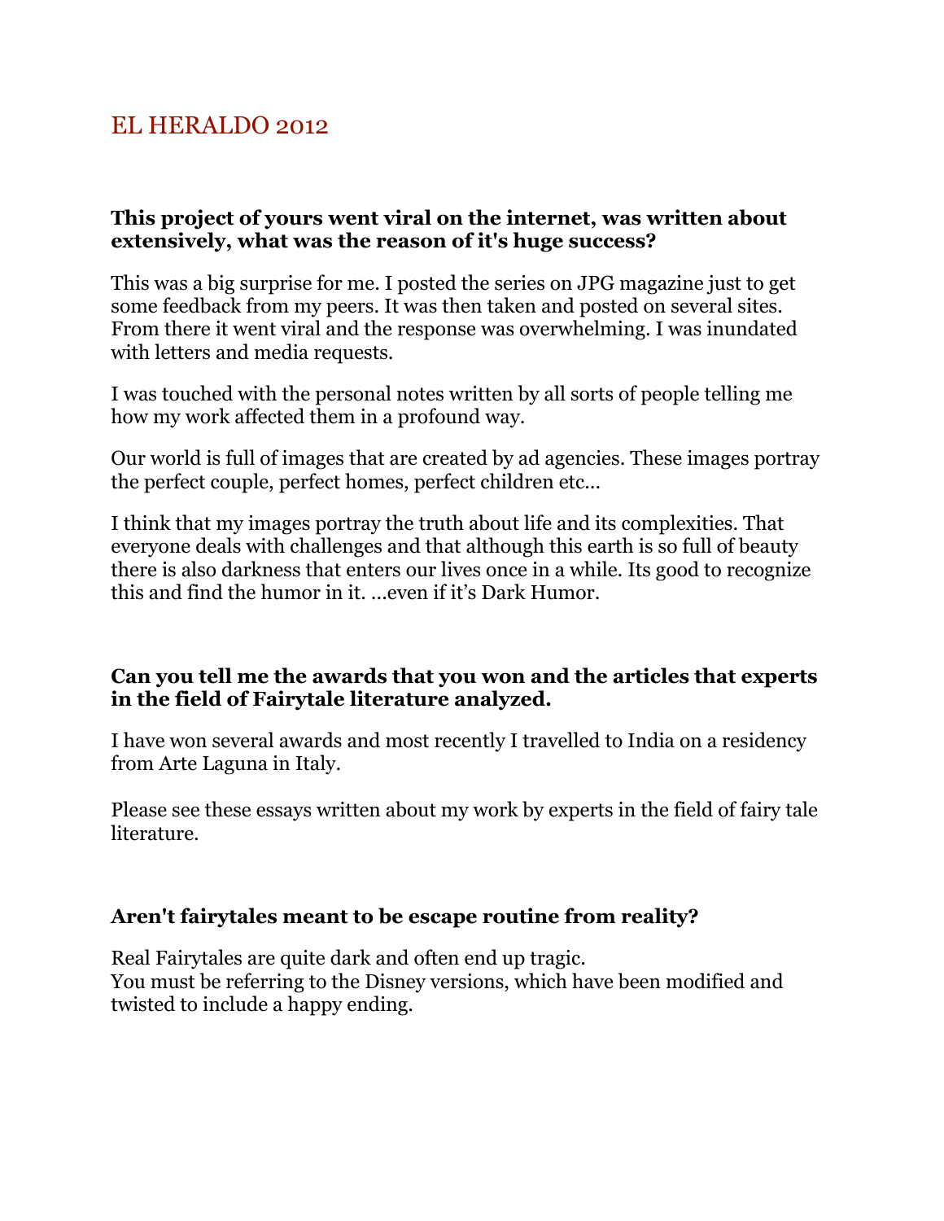# EL HERALDO 2012

**This project of yours went viral on the internet, was written about extensively, what was the reason of it's huge success?**

This was a big surprise for me. I posted the series on JPG magazine just to get some feedback from my peers. It was then taken and posted on several sites. From there it went viral and the response was overwhelming. I was inundated with letters and media requests.

I was touched with the personal notes written by all sorts of people telling me how my work affected them in a profound way.

Our world is full of images that are created by ad agencies. These images portray the perfect couple, perfect homes, perfect children etc…

I think that my images portray the truth about life and its complexities. That everyone deals with challenges and that although this earth is so full of beauty there is also darkness that enters our lives once in a while. Its good to recognize this and find the humor in it. …even if it's Dark Humor.

**Can you tell me the awards that you won and the articles that experts in the field of Fairytale literature analyzed.**

I have won several awards and most recently I travelled to India on a residency from Arte Laguna in Italy.

Please see these essays written about my work by experts in the field of fairy tale literature.

**Aren't fairytales meant to be escape routine from reality?**

Real Fairytales are quite dark and often end up tragic.
You must be referring to the Disney versions, which have been modified and twisted to include a happy ending.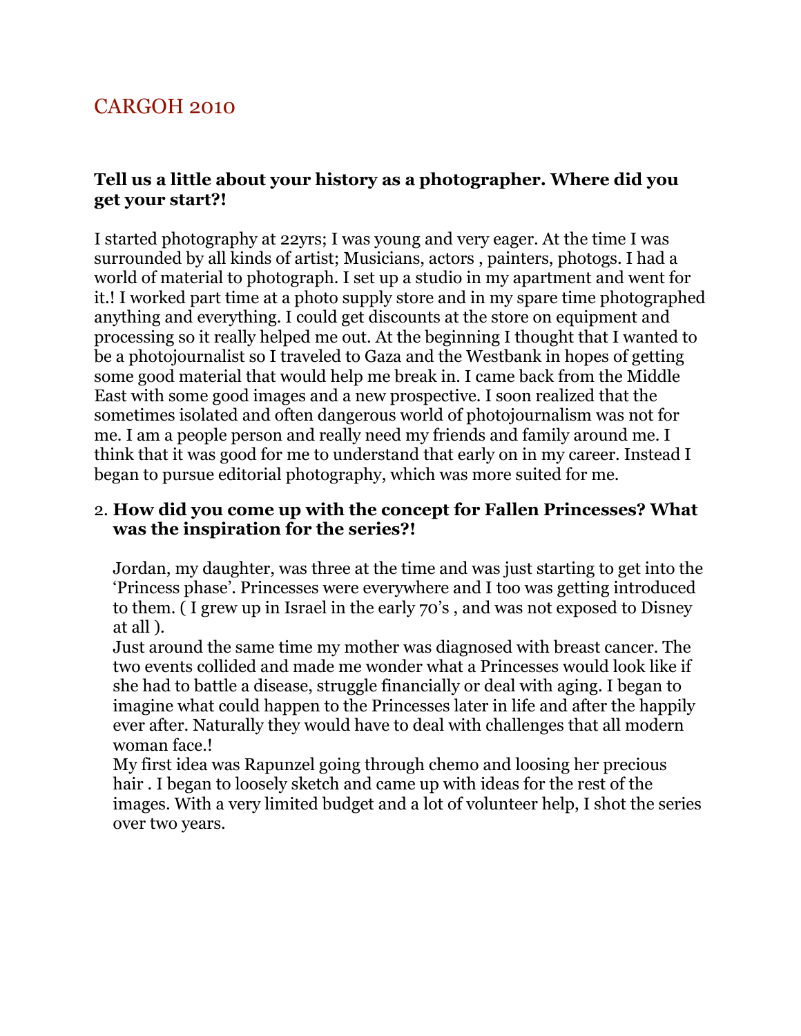## CARGOH 2010

**Tell us a little about your history as a photographer. Where did you get your start?!**

I started photography at 22yrs; I was young and very eager. At the time I was surrounded by all kinds of artist; Musicians, actors , painters, photogs. I had a world of material to photograph. I set up a studio in my apartment and went for it.! I worked part time at a photo supply store and in my spare time photographed anything and everything. I could get discounts at the store on equipment and processing so it really helped me out. At the beginning I thought that I wanted to be a photojournalist so I traveled to Gaza and the Westbank in hopes of getting some good material that would help me break in. I came back from the Middle East with some good images and a new prospective. I soon realized that the sometimes isolated and often dangerous world of photojournalism was not for me. I am a people person and really need my friends and family around me. I think that it was good for me to understand that early on in my career. Instead I began to pursue editorial photography, which was more suited for me.

2. **How did you come up with the concept for Fallen Princesses? What was the inspiration for the series?!**

   Jordan, my daughter, was three at the time and was just starting to get into the 'Princess phase'. Princesses were everywhere and I too was getting introduced to them. ( I grew up in Israel in the early 70's , and was not exposed to Disney at all ).
   Just around the same time my mother was diagnosed with breast cancer. The two events collided and made me wonder what a Princesses would look like if she had to battle a disease, struggle financially or deal with aging. I began to imagine what could happen to the Princesses later in life and after the happily ever after. Naturally they would have to deal with challenges that all modern woman face.!
   My first idea was Rapunzel going through chemo and loosing her precious hair . I began to loosely sketch and came up with ideas for the rest of the images. With a very limited budget and a lot of volunteer help, I shot the series over two years.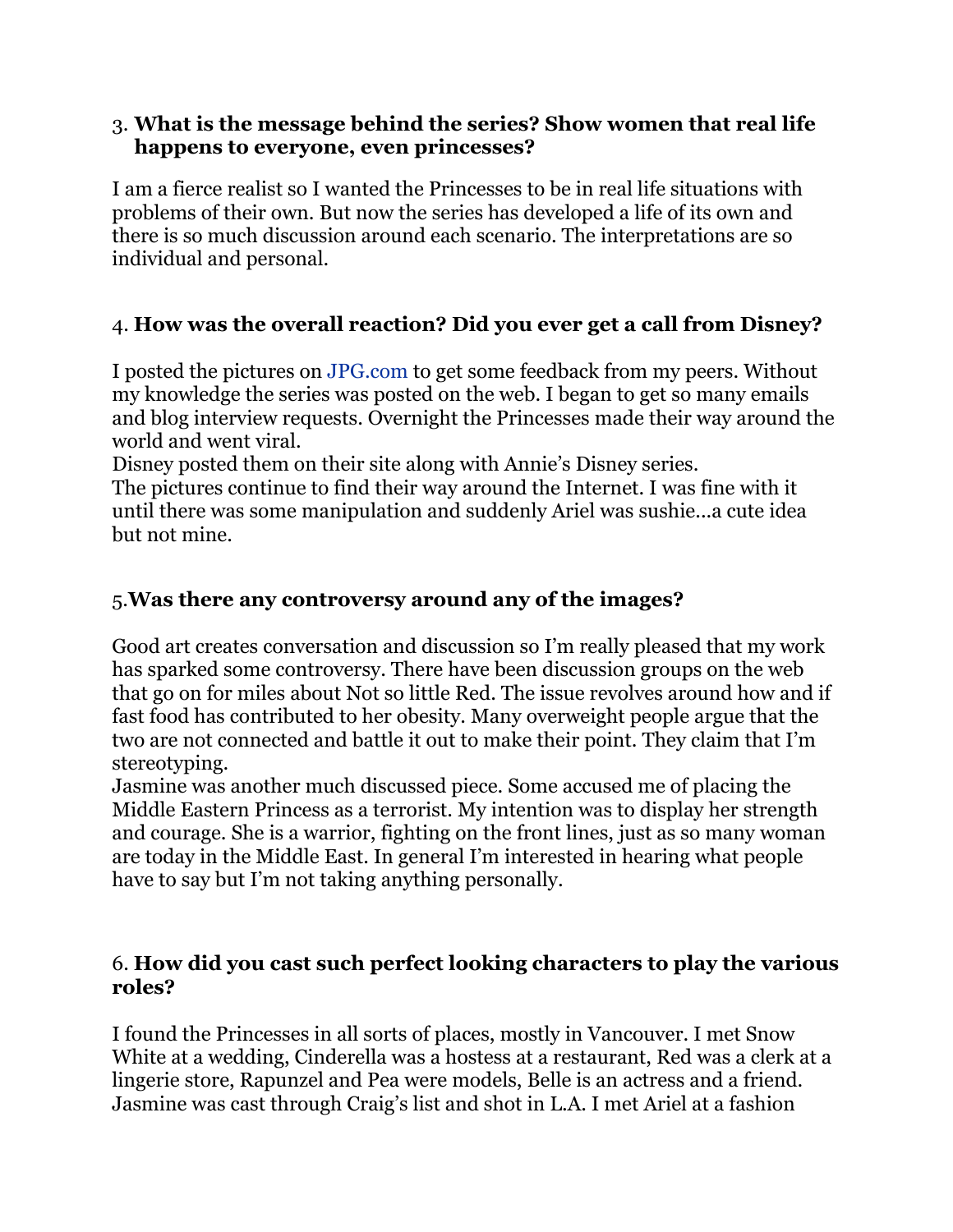3. **What is the message behind the series? Show women that real life happens to everyone, even princesses?**

I am a fierce realist so I wanted the Princesses to be in real life situations with problems of their own. But now the series has developed a life of its own and there is so much discussion around each scenario. The interpretations are so individual and personal.

4. **How was the overall reaction? Did you ever get a call from Disney?**

I posted the pictures on JPG.com to get some feedback from my peers. Without my knowledge the series was posted on the web. I began to get so many emails and blog interview requests. Overnight the Princesses made their way around the world and went viral.
Disney posted them on their site along with Annie's Disney series.
The pictures continue to find their way around the Internet. I was fine with it until there was some manipulation and suddenly Ariel was sushie…a cute idea but not mine.

5.**Was there any controversy around any of the images?**

Good art creates conversation and discussion so I'm really pleased that my work has sparked some controversy. There have been discussion groups on the web that go on for miles about Not so little Red. The issue revolves around how and if fast food has contributed to her obesity. Many overweight people argue that the two are not connected and battle it out to make their point. They claim that I'm stereotyping.
Jasmine was another much discussed piece. Some accused me of placing the Middle Eastern Princess as a terrorist. My intention was to display her strength and courage. She is a warrior, fighting on the front lines, just as so many woman are today in the Middle East. In general I'm interested in hearing what people have to say but I'm not taking anything personally.

6. **How did you cast such perfect looking characters to play the various roles?**

I found the Princesses in all sorts of places, mostly in Vancouver. I met Snow White at a wedding, Cinderella was a hostess at a restaurant, Red was a clerk at a lingerie store, Rapunzel and Pea were models, Belle is an actress and a friend. Jasmine was cast through Craig's list and shot in L.A. I met Ariel at a fashion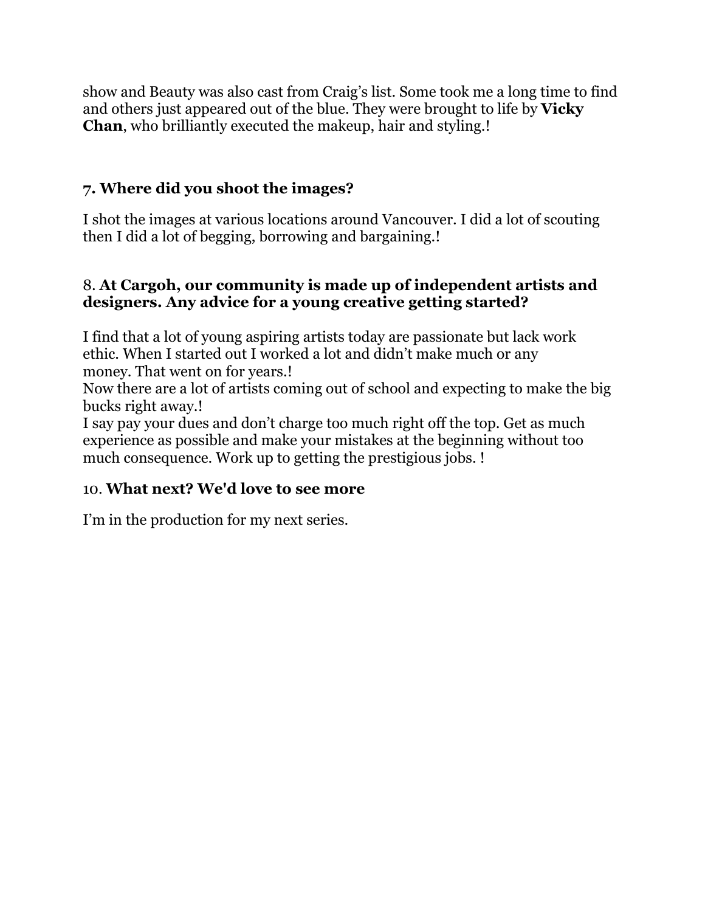show and Beauty was also cast from Craig's list. Some took me a long time to find and others just appeared out of the blue. They were brought to life by **Vicky Chan**, who brilliantly executed the makeup, hair and styling.!

**7. Where did you shoot the images?**

I shot the images at various locations around Vancouver. I did a lot of scouting then I did a lot of begging, borrowing and bargaining.!

8. **At Cargoh, our community is made up of independent artists and designers. Any advice for a young creative getting started?**

I find that a lot of young aspiring artists today are passionate but lack work ethic. When I started out I worked a lot and didn't make much or any money. That went on for years.!
Now there are a lot of artists coming out of school and expecting to make the big bucks right away.!
I say pay your dues and don't charge too much right off the top. Get as much experience as possible and make your mistakes at the beginning without too much consequence. Work up to getting the prestigious jobs. !

10. **What next? We'd love to see more**

I'm in the production for my next series.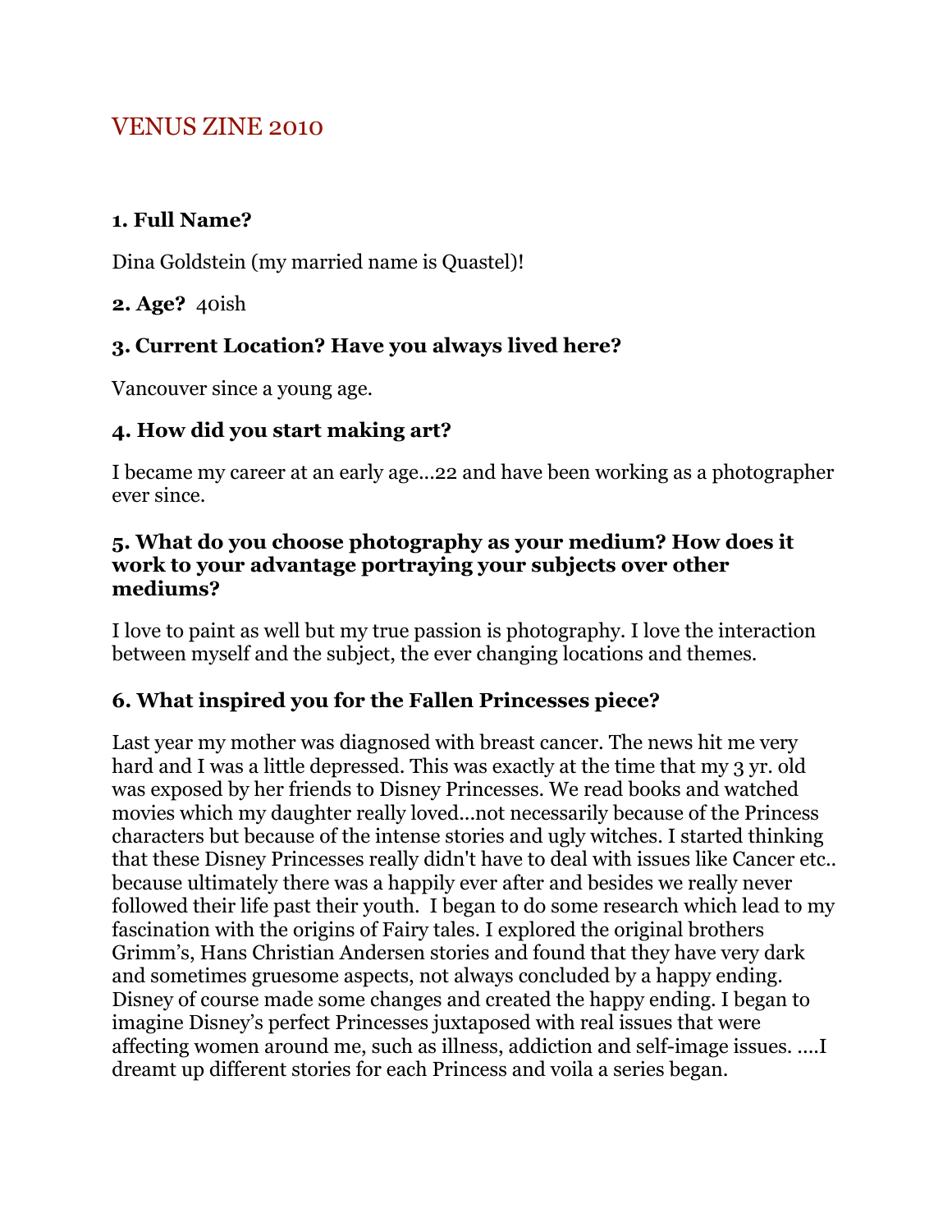# VENUS ZINE 2010

**1. Full Name?**

Dina Goldstein (my married name is Quastel)!

**2. Age?** 40ish

### 3. Current Location? Have you always lived here?

Vancouver since a young age.

### 4. How did you start making art?

I became my career at an early age…22 and have been working as a photographer ever since.

### 5. What do you choose photography as your medium? How does it work to your advantage portraying your subjects over other mediums?

I love to paint as well but my true passion is photography. I love the interaction between myself and the subject, the ever changing locations and themes.

### 6. What inspired you for the Fallen Princesses piece?

Last year my mother was diagnosed with breast cancer. The news hit me very hard and I was a little depressed. This was exactly at the time that my 3 yr. old was exposed by her friends to Disney Princesses. We read books and watched movies which my daughter really loved…not necessarily because of the Princess characters but because of the intense stories and ugly witches. I started thinking that these Disney Princesses really didn't have to deal with issues like Cancer etc.. because ultimately there was a happily ever after and besides we really never followed their life past their youth. I began to do some research which lead to my fascination with the origins of Fairy tales. I explored the original brothers Grimm's, Hans Christian Andersen stories and found that they have very dark and sometimes gruesome aspects, not always concluded by a happy ending. Disney of course made some changes and created the happy ending. I began to imagine Disney's perfect Princesses juxtaposed with real issues that were affecting women around me, such as illness, addiction and self-image issues. ….I dreamt up different stories for each Princess and voila a series began.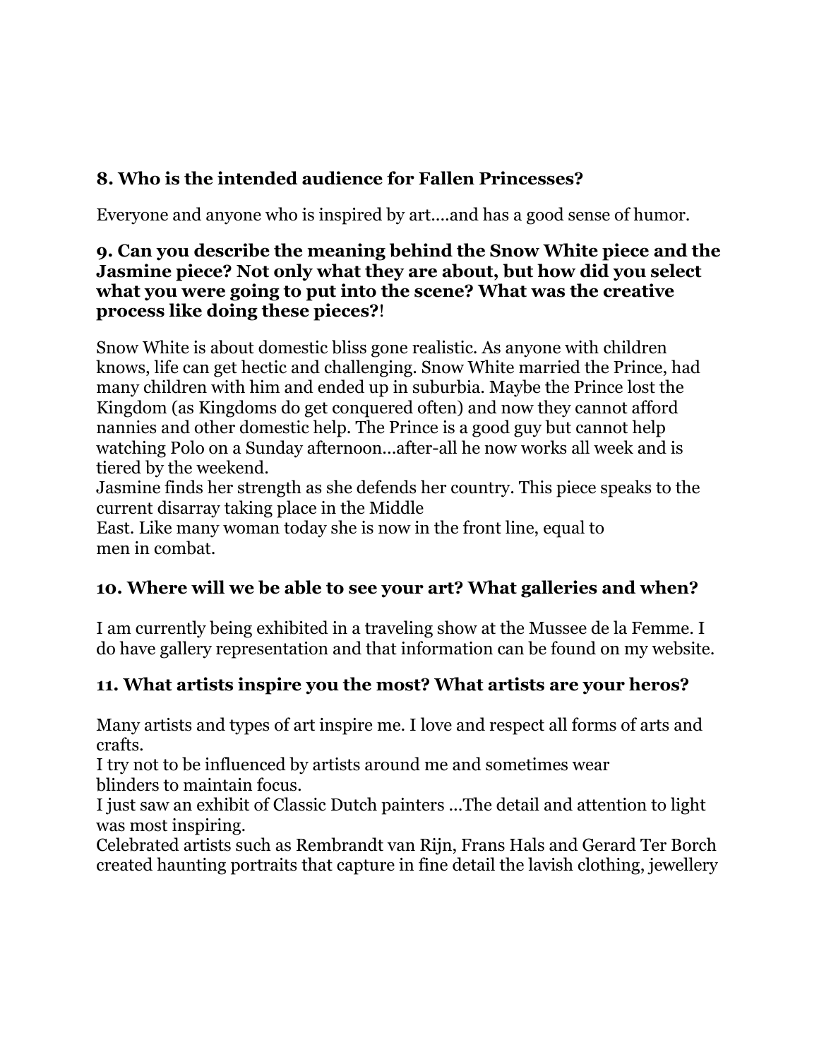**8. Who is the intended audience for Fallen Princesses?**

Everyone and anyone who is inspired by art....and has a good sense of humor.

**9. Can you describe the meaning behind the Snow White piece and the Jasmine piece? Not only what they are about, but how did you select what you were going to put into the scene? What was the creative process like doing these pieces?**!

Snow White is about domestic bliss gone realistic. As anyone with children knows, life can get hectic and challenging. Snow White married the Prince, had many children with him and ended up in suburbia. Maybe the Prince lost the Kingdom (as Kingdoms do get conquered often) and now they cannot afford nannies and other domestic help. The Prince is a good guy but cannot help watching Polo on a Sunday afternoon...after-all he now works all week and is tiered by the weekend.
Jasmine finds her strength as she defends her country. This piece speaks to the current disarray taking place in the Middle
East. Like many woman today she is now in the front line, equal to
men in combat.

**10. Where will we be able to see your art? What galleries and when?**

I am currently being exhibited in a traveling show at the Mussee de la Femme. I do have gallery representation and that information can be found on my website.

**11. What artists inspire you the most? What artists are your heros?**

Many artists and types of art inspire me. I love and respect all forms of arts and crafts.
I try not to be influenced by artists around me and sometimes wear
blinders to maintain focus.
I just saw an exhibit of Classic Dutch painters ...The detail and attention to light was most inspiring.
Celebrated artists such as Rembrandt van Rijn, Frans Hals and Gerard Ter Borch created haunting portraits that capture in fine detail the lavish clothing, jewellery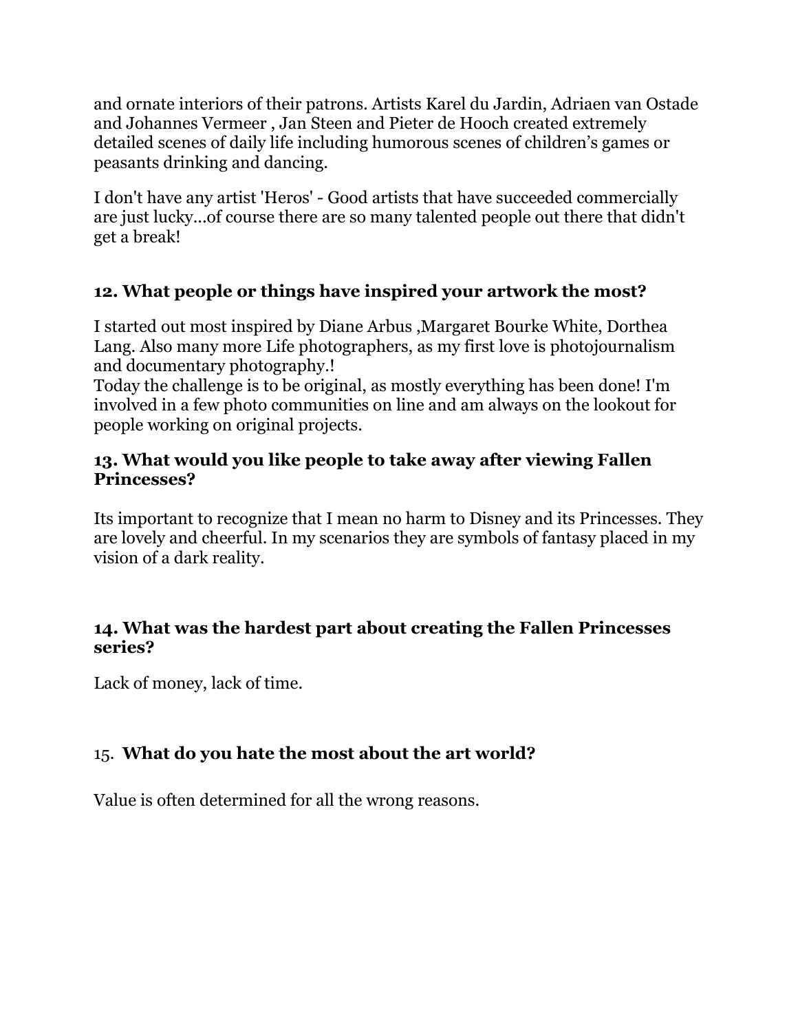and ornate interiors of their patrons. Artists Karel du Jardin, Adriaen van Ostade and Johannes Vermeer , Jan Steen and Pieter de Hooch created extremely detailed scenes of daily life including humorous scenes of children's games or peasants drinking and dancing.

I don't have any artist 'Heros' - Good artists that have succeeded commercially are just lucky...of course there are so many talented people out there that didn't get a break!

### 12. What people or things have inspired your artwork the most?

I started out most inspired by Diane Arbus ,Margaret Bourke White, Dorthea Lang. Also many more Life photographers, as my first love is photojournalism and documentary photography.!
Today the challenge is to be original, as mostly everything has been done! I'm involved in a few photo communities on line and am always on the lookout for people working on original projects.

### 13. What would you like people to take away after viewing Fallen Princesses?

Its important to recognize that I mean no harm to Disney and its Princesses. They are lovely and cheerful. In my scenarios they are symbols of fantasy placed in my vision of a dark reality.

### 14. What was the hardest part about creating the Fallen Princesses series?

Lack of money, lack of time.

### 15. **What do you hate the most about the art world?**

Value is often determined for all the wrong reasons.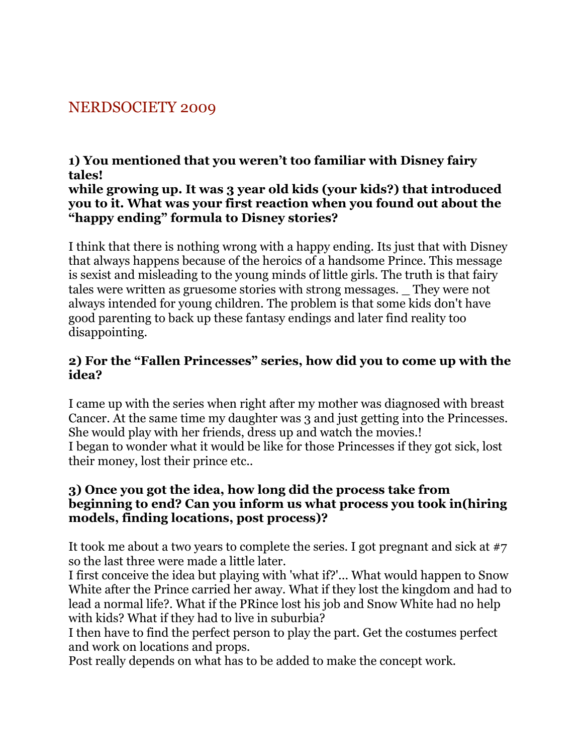## NERDSOCIETY 2009

**1) You mentioned that you weren't too familiar with Disney fairy tales!**
**while growing up. It was 3 year old kids (your kids?) that introduced you to it. What was your first reaction when you found out about the "happy ending" formula to Disney stories?**

I think that there is nothing wrong with a happy ending. Its just that with Disney that always happens because of the heroics of a handsome Prince. This message is sexist and misleading to the young minds of little girls. The truth is that fairy tales were written as gruesome stories with strong messages. _ They were not always intended for young children. The problem is that some kids don't have good parenting to back up these fantasy endings and later find reality too disappointing.

**2) For the "Fallen Princesses" series, how did you to come up with the idea?**

I came up with the series when right after my mother was diagnosed with breast Cancer. At the same time my daughter was 3 and just getting into the Princesses. She would play with her friends, dress up and watch the movies.!
I began to wonder what it would be like for those Princesses if they got sick, lost their money, lost their prince etc..

**3) Once you got the idea, how long did the process take from beginning to end? Can you inform us what process you took in(hiring models, finding locations, post process)?**

It took me about a two years to complete the series. I got pregnant and sick at #7 so the last three were made a little later.
I first conceive the idea but playing with 'what if?'... What would happen to Snow White after the Prince carried her away. What if they lost the kingdom and had to lead a normal life?. What if the PRince lost his job and Snow White had no help with kids? What if they had to live in suburbia?
I then have to find the perfect person to play the part. Get the costumes perfect and work on locations and props.
Post really depends on what has to be added to make the concept work.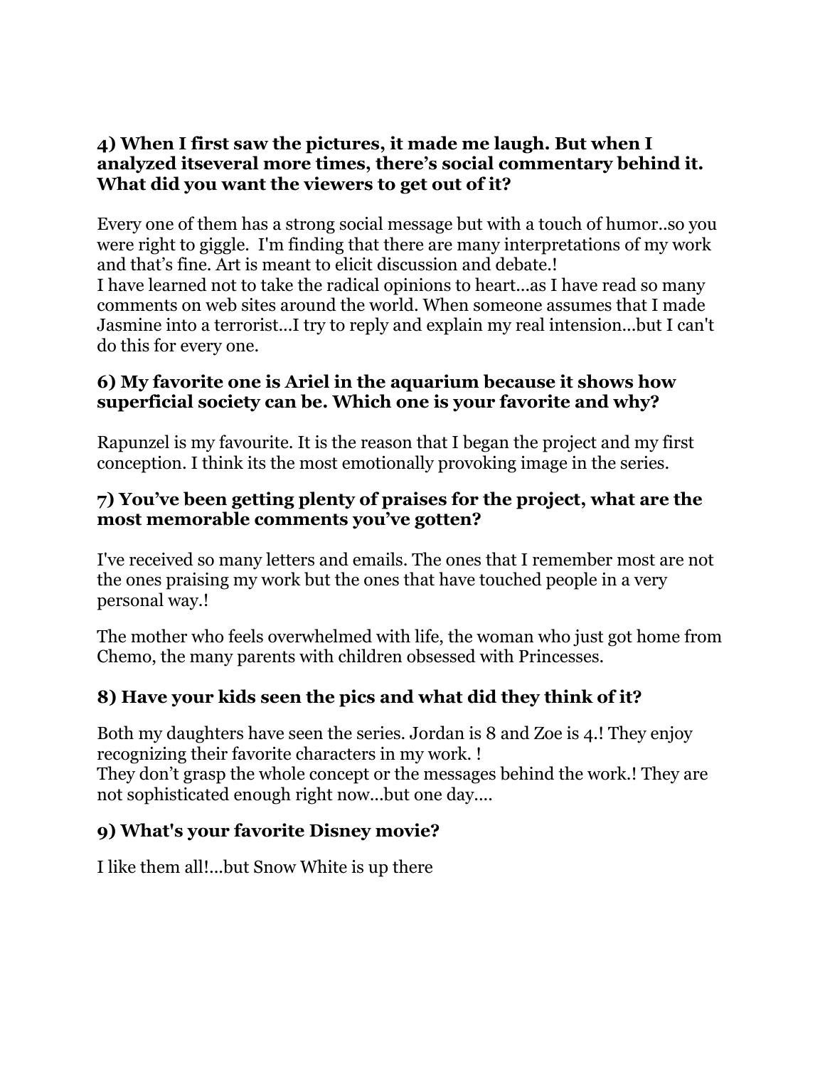**4) When I first saw the pictures, it made me laugh. But when I analyzed itseveral more times, there's social commentary behind it. What did you want the viewers to get out of it?**

Every one of them has a strong social message but with a touch of humor..so you were right to giggle. I'm finding that there are many interpretations of my work and that's fine. Art is meant to elicit discussion and debate.!
I have learned not to take the radical opinions to heart...as I have read so many comments on web sites around the world. When someone assumes that I made Jasmine into a terrorist...I try to reply and explain my real intension...but I can't do this for every one.

**6) My favorite one is Ariel in the aquarium because it shows how superficial society can be. Which one is your favorite and why?**

Rapunzel is my favourite. It is the reason that I began the project and my first conception. I think its the most emotionally provoking image in the series.

**7) You've been getting plenty of praises for the project, what are the most memorable comments you've gotten?**

I've received so many letters and emails. The ones that I remember most are not the ones praising my work but the ones that have touched people in a very personal way.!

The mother who feels overwhelmed with life, the woman who just got home from Chemo, the many parents with children obsessed with Princesses.

**8) Have your kids seen the pics and what did they think of it?**

Both my daughters have seen the series. Jordan is 8 and Zoe is 4.! They enjoy recognizing their favorite characters in my work. !
They don't grasp the whole concept or the messages behind the work.! They are not sophisticated enough right now...but one day....

**9) What's your favorite Disney movie?**

I like them all!...but Snow White is up there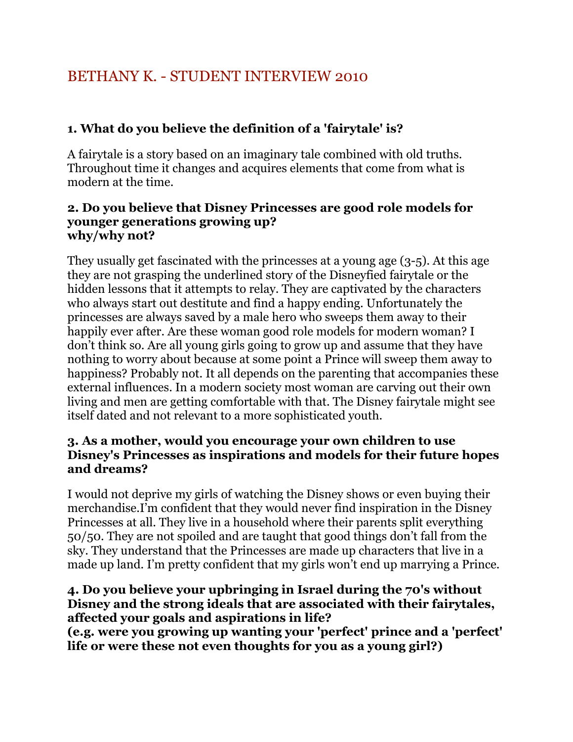## BETHANY K. - STUDENT INTERVIEW 2010

**1. What do you believe the definition of a 'fairytale' is?**

A fairytale is a story based on an imaginary tale combined with old truths. Throughout time it changes and acquires elements that come from what is modern at the time.

**2. Do you believe that Disney Princesses are good role models for younger generations growing up?
why/why not?**

They usually get fascinated with the princesses at a young age (3-5). At this age they are not grasping the underlined story of the Disneyfied fairytale or the hidden lessons that it attempts to relay. They are captivated by the characters who always start out destitute and find a happy ending. Unfortunately the princesses are always saved by a male hero who sweeps them away to their happily ever after. Are these woman good role models for modern woman? I don't think so. Are all young girls going to grow up and assume that they have nothing to worry about because at some point a Prince will sweep them away to happiness? Probably not. It all depends on the parenting that accompanies these external influences. In a modern society most woman are carving out their own living and men are getting comfortable with that. The Disney fairytale might see itself dated and not relevant to a more sophisticated youth.

**3. As a mother, would you encourage your own children to use Disney's Princesses as inspirations and models for their future hopes and dreams?**

I would not deprive my girls of watching the Disney shows or even buying their merchandise.I'm confident that they would never find inspiration in the Disney Princesses at all. They live in a household where their parents split everything 50/50. They are not spoiled and are taught that good things don't fall from the sky. They understand that the Princesses are made up characters that live in a made up land. I'm pretty confident that my girls won't end up marrying a Prince.

**4. Do you believe your upbringing in Israel during the 70's without Disney and the strong ideals that are associated with their fairytales, affected your goals and aspirations in life?
(e.g. were you growing up wanting your 'perfect' prince and a 'perfect' life or were these not even thoughts for you as a young girl?)**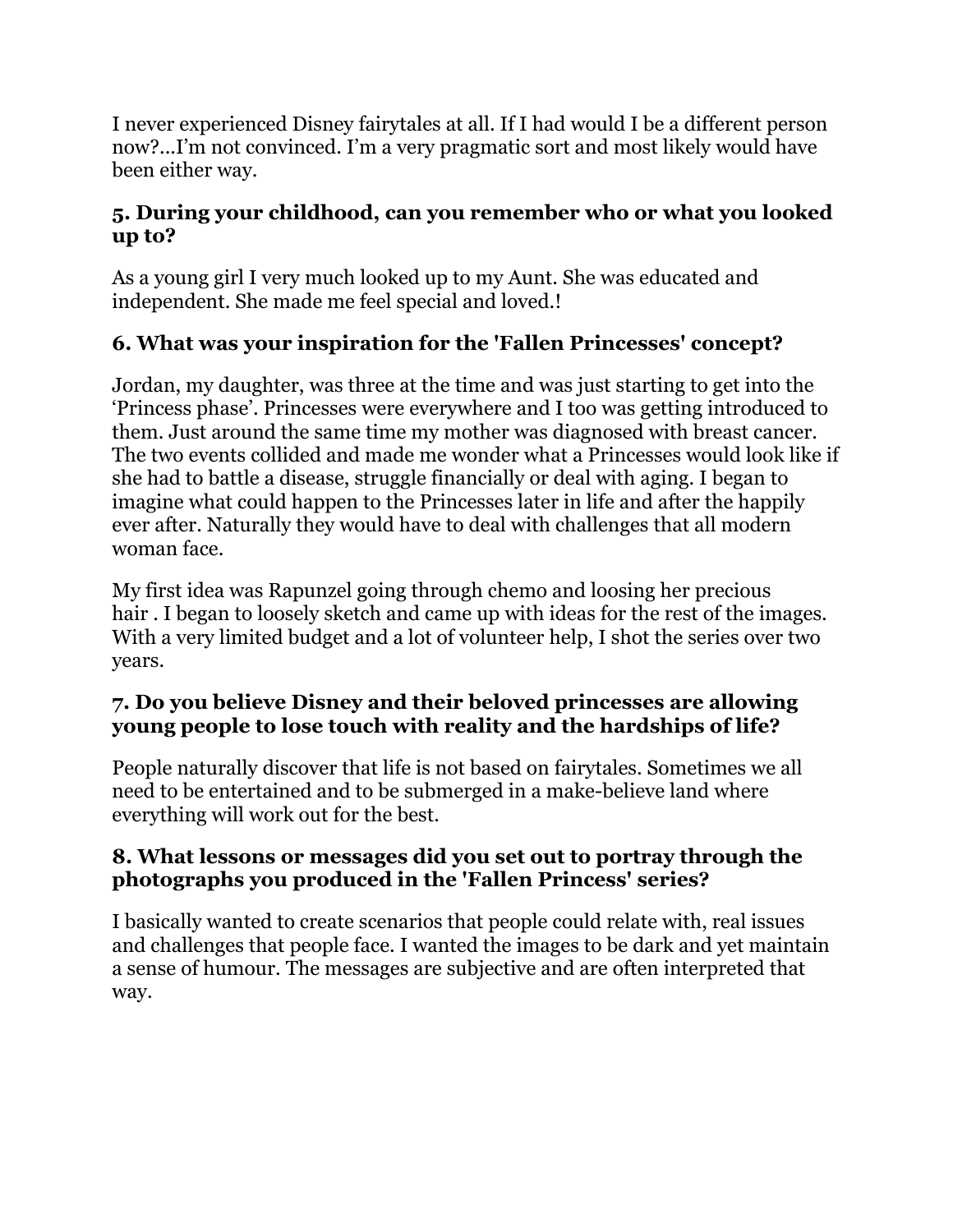I never experienced Disney fairytales at all. If I had would I be a different person now?...I'm not convinced. I'm a very pragmatic sort and most likely would have been either way.

### 5. During your childhood, can you remember who or what you looked up to?

As a young girl I very much looked up to my Aunt. She was educated and independent. She made me feel special and loved.!

### 6. What was your inspiration for the 'Fallen Princesses' concept?

Jordan, my daughter, was three at the time and was just starting to get into the 'Princess phase'. Princesses were everywhere and I too was getting introduced to them. Just around the same time my mother was diagnosed with breast cancer. The two events collided and made me wonder what a Princesses would look like if she had to battle a disease, struggle financially or deal with aging. I began to imagine what could happen to the Princesses later in life and after the happily ever after. Naturally they would have to deal with challenges that all modern woman face.

My first idea was Rapunzel going through chemo and loosing her precious hair . I began to loosely sketch and came up with ideas for the rest of the images. With a very limited budget and a lot of volunteer help, I shot the series over two years.

### 7. Do you believe Disney and their beloved princesses are allowing young people to lose touch with reality and the hardships of life?

People naturally discover that life is not based on fairytales. Sometimes we all need to be entertained and to be submerged in a make-believe land where everything will work out for the best.

### 8. What lessons or messages did you set out to portray through the photographs you produced in the 'Fallen Princess' series?

I basically wanted to create scenarios that people could relate with, real issues and challenges that people face. I wanted the images to be dark and yet maintain a sense of humour. The messages are subjective and are often interpreted that way.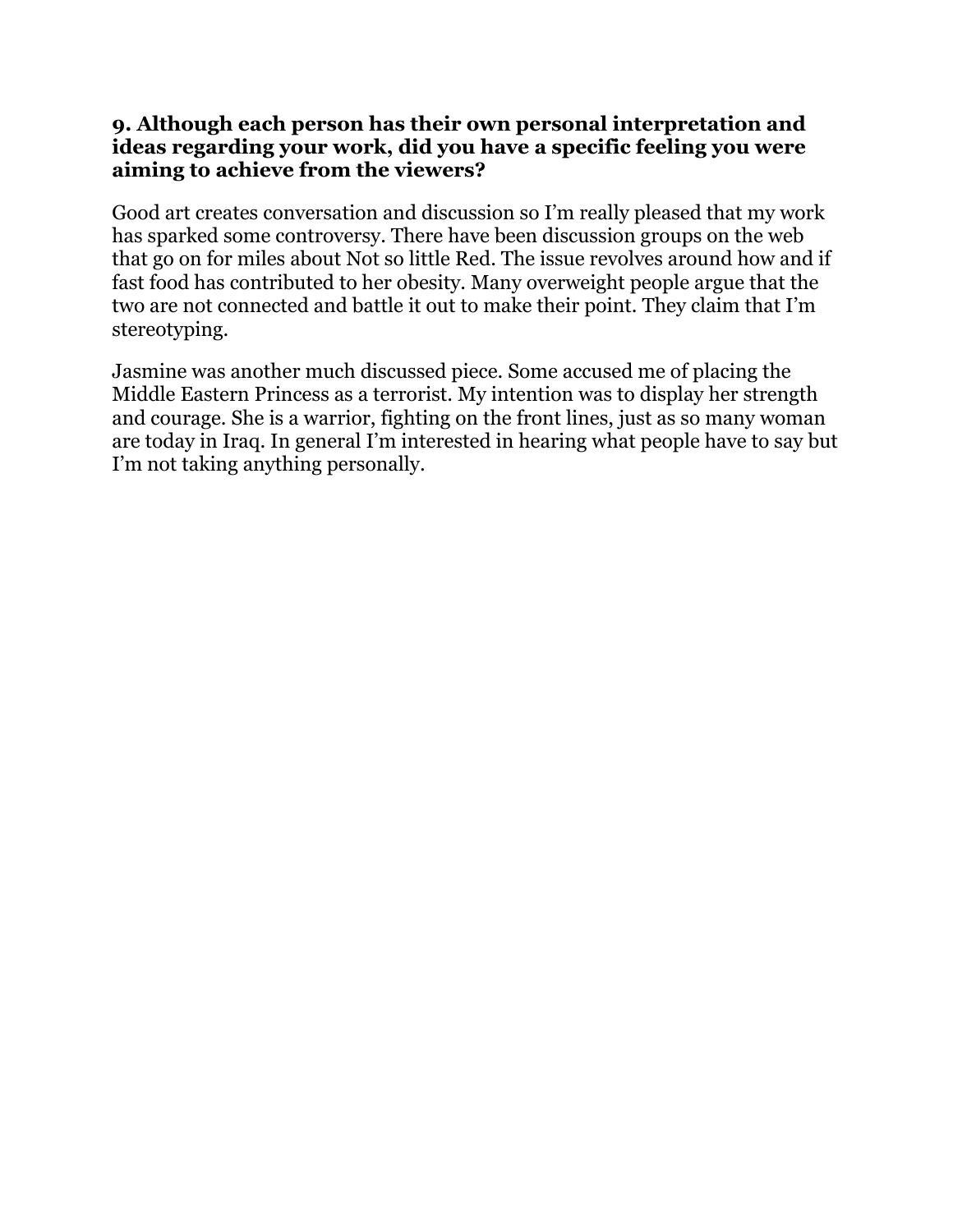**9. Although each person has their own personal interpretation and ideas regarding your work, did you have a specific feeling you were aiming to achieve from the viewers?**

Good art creates conversation and discussion so I'm really pleased that my work has sparked some controversy. There have been discussion groups on the web that go on for miles about Not so little Red. The issue revolves around how and if fast food has contributed to her obesity. Many overweight people argue that the two are not connected and battle it out to make their point. They claim that I'm stereotyping.

Jasmine was another much discussed piece. Some accused me of placing the Middle Eastern Princess as a terrorist. My intention was to display her strength and courage. She is a warrior, fighting on the front lines, just as so many woman are today in Iraq. In general I'm interested in hearing what people have to say but I'm not taking anything personally.